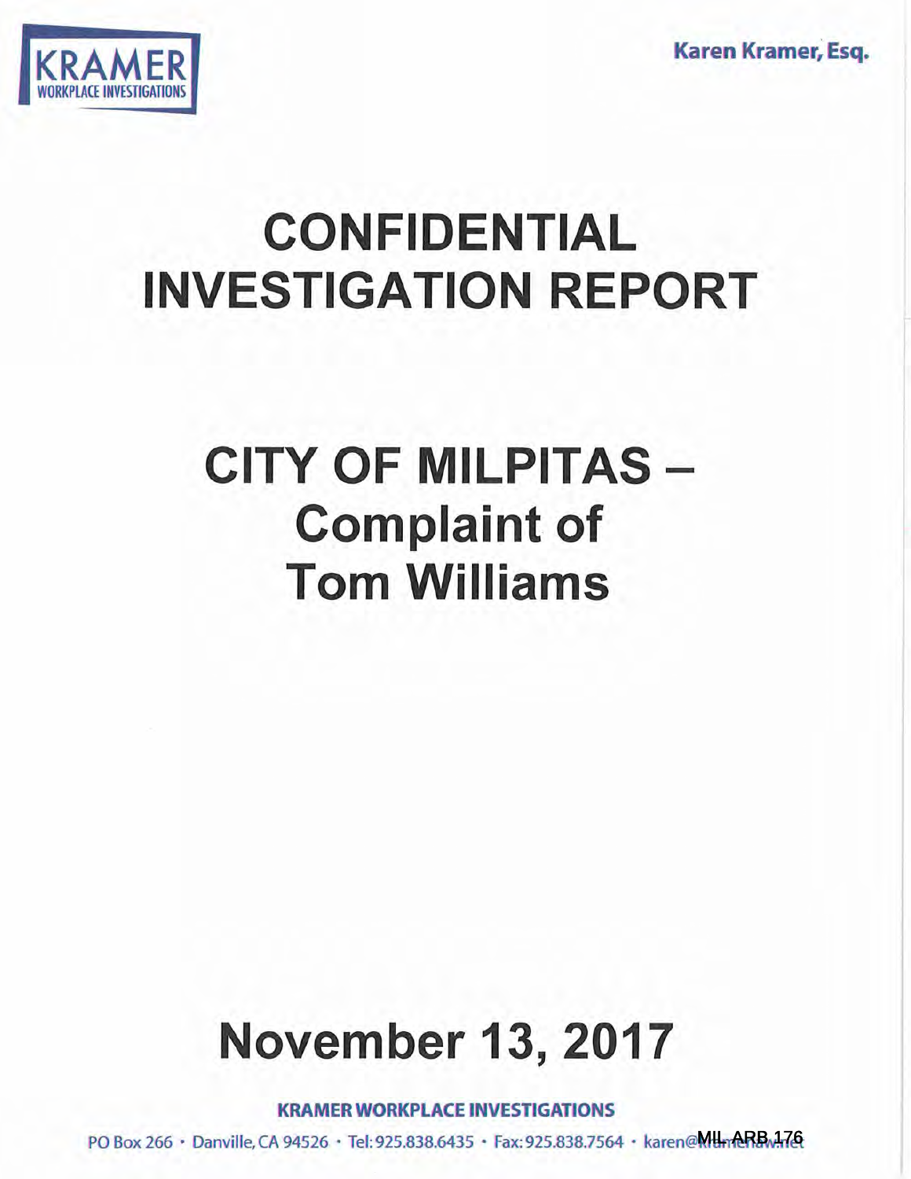KRAMER
WORKPLACE INVESTIGATIONS

**Karen Kramer, Esq.**

# CONFIDENTIAL INVESTIGATION REPORT

# CITY OF MILPITAS – Complaint of Tom Williams

# November 13, 2017

**KRAMER WORKPLACE INVESTIGATIONS**

PO Box 266 · Danville, CA 94526 · Tel: 925.838.6435 · Fax: 925.838.7564 · karen@kramerlaw.net

MIL ARB 176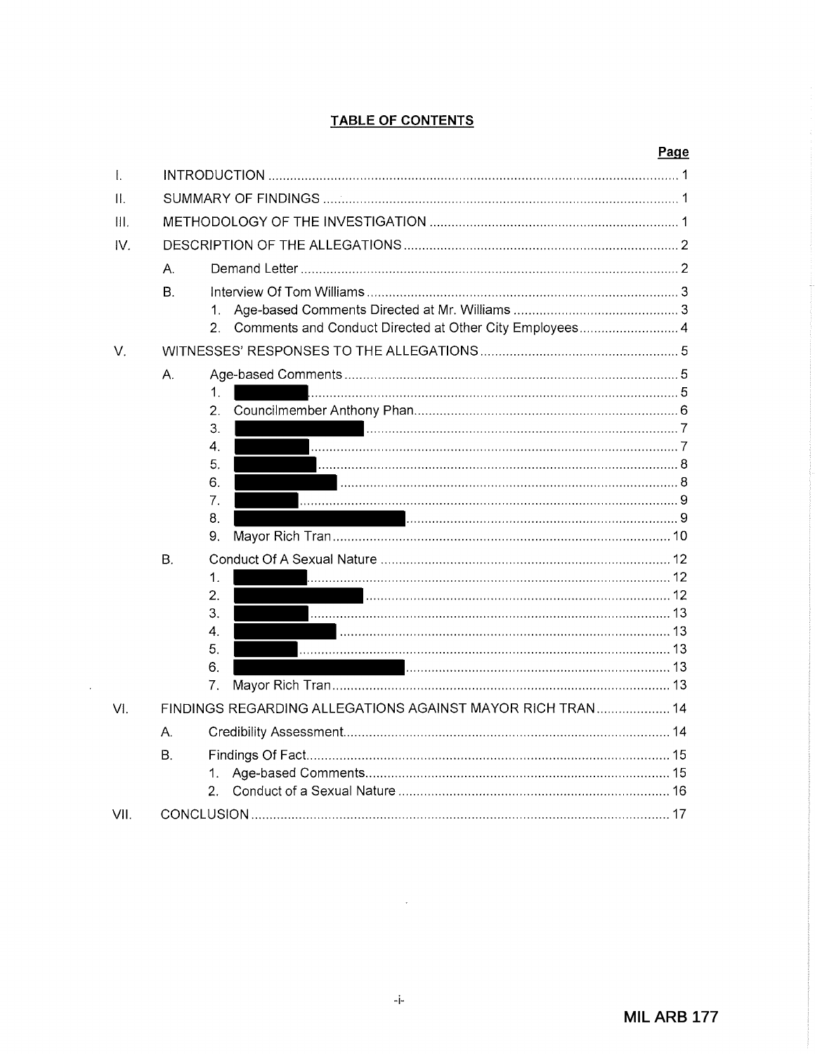**TABLE OF CONTENTS**

| | | Page |
|---|---|---|
| I. | INTRODUCTION | 1 |
| II. | SUMMARY OF FINDINGS | 1 |
| III. | METHODOLOGY OF THE INVESTIGATION | 1 |
| IV. | DESCRIPTION OF THE ALLEGATIONS | 2 |
| | A. Demand Letter | 2 |
| | B. Interview Of Tom Williams | 3 |
| | 1. Age-based Comments Directed at Mr. Williams | 3 |
| | 2. Comments and Conduct Directed at Other City Employees | 4 |
| V. | WITNESSES' RESPONSES TO THE ALLEGATIONS | 5 |
| | A. Age-based Comments | 5 |
| | 1. [REDACTED] | 5 |
| | 2. Councilmember Anthony Phan | 6 |
| | 3. [REDACTED] | 7 |
| | 4. [REDACTED] | 7 |
| | 5. [REDACTED] | 8 |
| | 6. [REDACTED] | 8 |
| | 7. [REDACTED] | 9 |
| | 8. [REDACTED] | 9 |
| | 9. Mayor Rich Tran | 10 |
| | B. Conduct Of A Sexual Nature | 12 |
| | 1. [REDACTED] | 12 |
| | 2. [REDACTED] | 12 |
| | 3. [REDACTED] | 13 |
| | 4. [REDACTED] | 13 |
| | 5. [REDACTED] | 13 |
| | 6. [REDACTED] | 13 |
| | 7. Mayor Rich Tran | 13 |
| VI. | FINDINGS REGARDING ALLEGATIONS AGAINST MAYOR RICH TRAN | 14 |
| | A. Credibility Assessment | 14 |
| | B. Findings Of Fact | 15 |
| | 1. Age-based Comments | 15 |
| | 2. Conduct of a Sexual Nature | 16 |
| VII. | CONCLUSION | 17 |

MIL ARB 177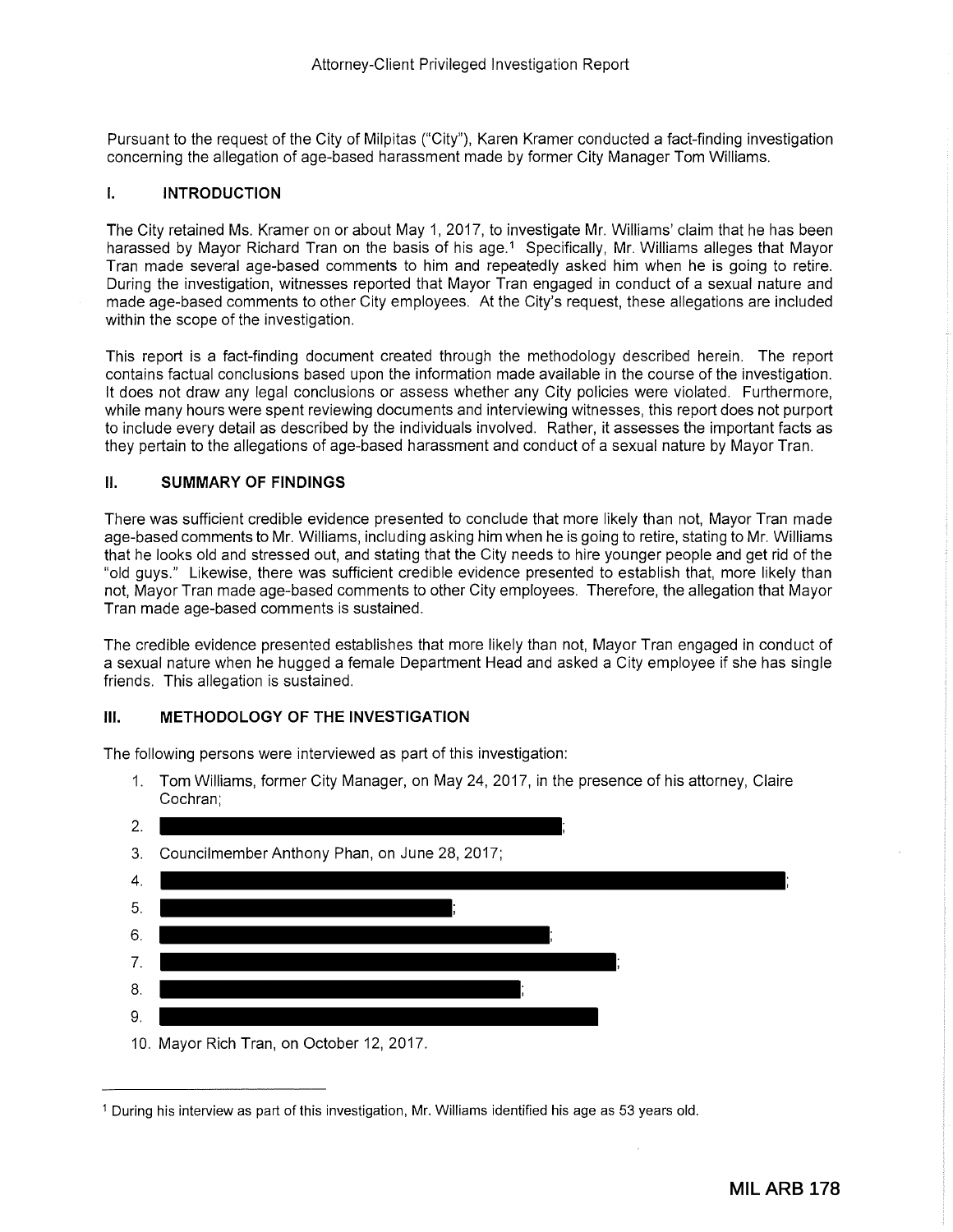Attorney-Client Privileged Investigation Report

Pursuant to the request of the City of Milpitas ("City"), Karen Kramer conducted a fact-finding investigation concerning the allegation of age-based harassment made by former City Manager Tom Williams.

## I. INTRODUCTION

The City retained Ms. Kramer on or about May 1, 2017, to investigate Mr. Williams' claim that he has been harassed by Mayor Richard Tran on the basis of his age.[1] Specifically, Mr. Williams alleges that Mayor Tran made several age-based comments to him and repeatedly asked him when he is going to retire. During the investigation, witnesses reported that Mayor Tran engaged in conduct of a sexual nature and made age-based comments to other City employees. At the City's request, these allegations are included within the scope of the investigation.

This report is a fact-finding document created through the methodology described herein. The report contains factual conclusions based upon the information made available in the course of the investigation. It does not draw any legal conclusions or assess whether any City policies were violated. Furthermore, while many hours were spent reviewing documents and interviewing witnesses, this report does not purport to include every detail as described by the individuals involved. Rather, it assesses the important facts as they pertain to the allegations of age-based harassment and conduct of a sexual nature by Mayor Tran.

## II. SUMMARY OF FINDINGS

There was sufficient credible evidence presented to conclude that more likely than not, Mayor Tran made age-based comments to Mr. Williams, including asking him when he is going to retire, stating to Mr. Williams that he looks old and stressed out, and stating that the City needs to hire younger people and get rid of the "old guys." Likewise, there was sufficient credible evidence presented to establish that, more likely than not, Mayor Tran made age-based comments to other City employees. Therefore, the allegation that Mayor Tran made age-based comments is sustained.

The credible evidence presented establishes that more likely than not, Mayor Tran engaged in conduct of a sexual nature when he hugged a female Department Head and asked a City employee if she has single friends. This allegation is sustained.

## III. METHODOLOGY OF THE INVESTIGATION

The following persons were interviewed as part of this investigation:

1. Tom Williams, former City Manager, on May 24, 2017, in the presence of his attorney, Claire Cochran;
2. [REDACTED];
3. Councilmember Anthony Phan, on June 28, 2017;
4. [REDACTED];
5. [REDACTED];
6. [REDACTED];
7. [REDACTED];
8. [REDACTED];
9. [REDACTED]
10. Mayor Rich Tran, on October 12, 2017.

---

[1] During his interview as part of this investigation, Mr. Williams identified his age as 53 years old.

MIL ARB 178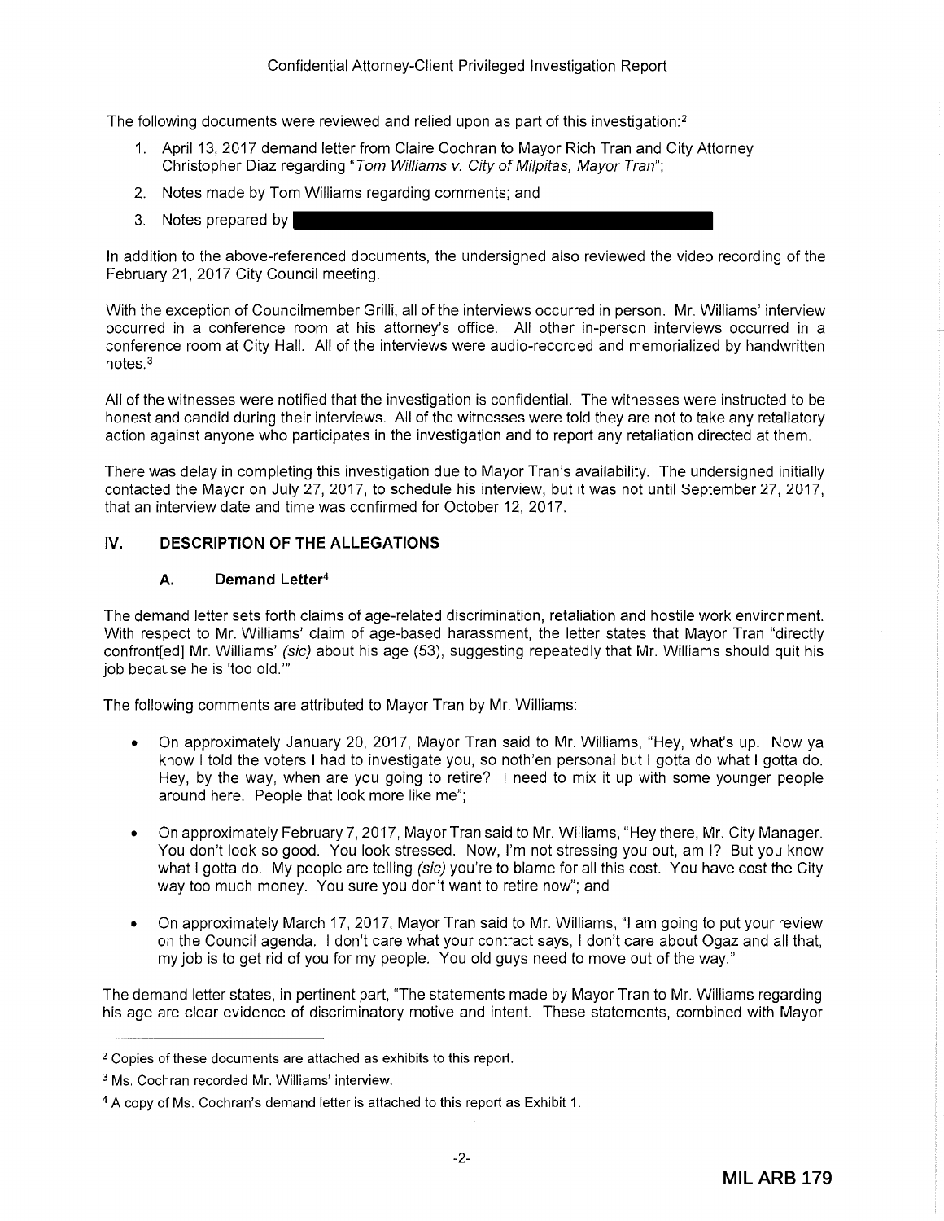The following documents were reviewed and relied upon as part of this investigation:[2]

1. April 13, 2017 demand letter from Claire Cochran to Mayor Rich Tran and City Attorney Christopher Diaz regarding "*Tom Williams v. City of Milpitas, Mayor Tran*";
2. Notes made by Tom Williams regarding comments; and
3. Notes prepared by

In addition to the above-referenced documents, the undersigned also reviewed the video recording of the February 21, 2017 City Council meeting.

With the exception of Councilmember Grilli, all of the interviews occurred in person. Mr. Williams' interview occurred in a conference room at his attorney's office. All other in-person interviews occurred in a conference room at City Hall. All of the interviews were audio-recorded and memorialized by handwritten notes.[3]

All of the witnesses were notified that the investigation is confidential. The witnesses were instructed to be honest and candid during their interviews. All of the witnesses were told they are not to take any retaliatory action against anyone who participates in the investigation and to report any retaliation directed at them.

There was delay in completing this investigation due to Mayor Tran's availability. The undersigned initially contacted the Mayor on July 27, 2017, to schedule his interview, but it was not until September 27, 2017, that an interview date and time was confirmed for October 12, 2017.

## IV. DESCRIPTION OF THE ALLEGATIONS

### A. Demand Letter[4]

The demand letter sets forth claims of age-related discrimination, retaliation and hostile work environment. With respect to Mr. Williams' claim of age-based harassment, the letter states that Mayor Tran "directly confront[ed] Mr. Williams' *(sic)* about his age (53), suggesting repeatedly that Mr. Williams should quit his job because he is 'too old.'"

The following comments are attributed to Mayor Tran by Mr. Williams:

- On approximately January 20, 2017, Mayor Tran said to Mr. Williams, "Hey, what's up. Now ya know I told the voters I had to investigate you, so noth'en personal but I gotta do what I gotta do. Hey, by the way, when are you going to retire? I need to mix it up with some younger people around here. People that look more like me";
- On approximately February 7, 2017, Mayor Tran said to Mr. Williams, "Hey there, Mr. City Manager. You don't look so good. You look stressed. Now, I'm not stressing you out, am I? But you know what I gotta do. My people are telling *(sic)* you're to blame for all this cost. You have cost the City way too much money. You sure you don't want to retire now"; and
- On approximately March 17, 2017, Mayor Tran said to Mr. Williams, "I am going to put your review on the Council agenda. I don't care what your contract says, I don't care about Ogaz and all that, my job is to get rid of you for my people. You old guys need to move out of the way."

The demand letter states, in pertinent part, "The statements made by Mayor Tran to Mr. Williams regarding his age are clear evidence of discriminatory motive and intent. These statements, combined with Mayor

---

[2] Copies of these documents are attached as exhibits to this report.

[3] Ms. Cochran recorded Mr. Williams' interview.

[4] A copy of Ms. Cochran's demand letter is attached to this report as Exhibit 1.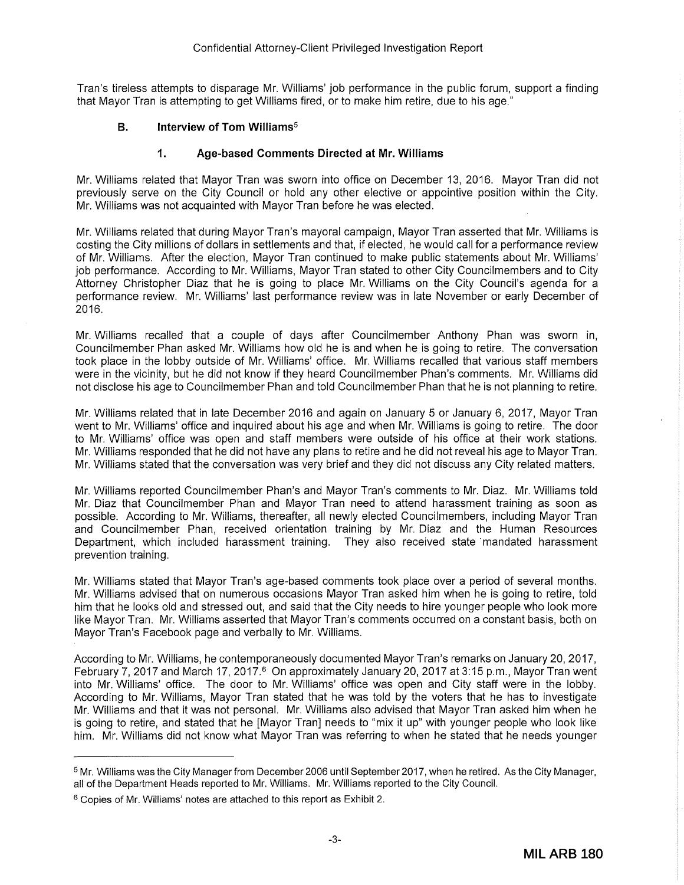Tran's tireless attempts to disparage Mr. Williams' job performance in the public forum, support a finding that Mayor Tran is attempting to get Williams fired, or to make him retire, due to his age."

### B. Interview of Tom Williams[5]

#### 1. Age-based Comments Directed at Mr. Williams

Mr. Williams related that Mayor Tran was sworn into office on December 13, 2016. Mayor Tran did not previously serve on the City Council or hold any other elective or appointive position within the City. Mr. Williams was not acquainted with Mayor Tran before he was elected.

Mr. Williams related that during Mayor Tran's mayoral campaign, Mayor Tran asserted that Mr. Williams is costing the City millions of dollars in settlements and that, if elected, he would call for a performance review of Mr. Williams. After the election, Mayor Tran continued to make public statements about Mr. Williams' job performance. According to Mr. Williams, Mayor Tran stated to other City Councilmembers and to City Attorney Christopher Diaz that he is going to place Mr. Williams on the City Council's agenda for a performance review. Mr. Williams' last performance review was in late November or early December of 2016.

Mr. Williams recalled that a couple of days after Councilmember Anthony Phan was sworn in, Councilmember Phan asked Mr. Williams how old he is and when he is going to retire. The conversation took place in the lobby outside of Mr. Williams' office. Mr. Williams recalled that various staff members were in the vicinity, but he did not know if they heard Councilmember Phan's comments. Mr. Williams did not disclose his age to Councilmember Phan and told Councilmember Phan that he is not planning to retire.

Mr. Williams related that in late December 2016 and again on January 5 or January 6, 2017, Mayor Tran went to Mr. Williams' office and inquired about his age and when Mr. Williams is going to retire. The door to Mr. Williams' office was open and staff members were outside of his office at their work stations. Mr. Williams responded that he did not have any plans to retire and he did not reveal his age to Mayor Tran. Mr. Williams stated that the conversation was very brief and they did not discuss any City related matters.

Mr. Williams reported Councilmember Phan's and Mayor Tran's comments to Mr. Diaz. Mr. Williams told Mr. Diaz that Councilmember Phan and Mayor Tran need to attend harassment training as soon as possible. According to Mr. Williams, thereafter, all newly elected Councilmembers, including Mayor Tran and Councilmember Phan, received orientation training by Mr. Diaz and the Human Resources Department, which included harassment training. They also received state mandated harassment prevention training.

Mr. Williams stated that Mayor Tran's age-based comments took place over a period of several months. Mr. Williams advised that on numerous occasions Mayor Tran asked him when he is going to retire, told him that he looks old and stressed out, and said that the City needs to hire younger people who look more like Mayor Tran. Mr. Williams asserted that Mayor Tran's comments occurred on a constant basis, both on Mayor Tran's Facebook page and verbally to Mr. Williams.

According to Mr. Williams, he contemporaneously documented Mayor Tran's remarks on January 20, 2017, February 7, 2017 and March 17, 2017.[6] On approximately January 20, 2017 at 3:15 p.m., Mayor Tran went into Mr. Williams' office. The door to Mr. Williams' office was open and City staff were in the lobby. According to Mr. Williams, Mayor Tran stated that he was told by the voters that he has to investigate Mr. Williams and that it was not personal. Mr. Williams also advised that Mayor Tran asked him when he is going to retire, and stated that he [Mayor Tran] needs to "mix it up" with younger people who look like him. Mr. Williams did not know what Mayor Tran was referring to when he stated that he needs younger

---

[5] Mr. Williams was the City Manager from December 2006 until September 2017, when he retired. As the City Manager, all of the Department Heads reported to Mr. Williams. Mr. Williams reported to the City Council.

[6] Copies of Mr. Williams' notes are attached to this report as Exhibit 2.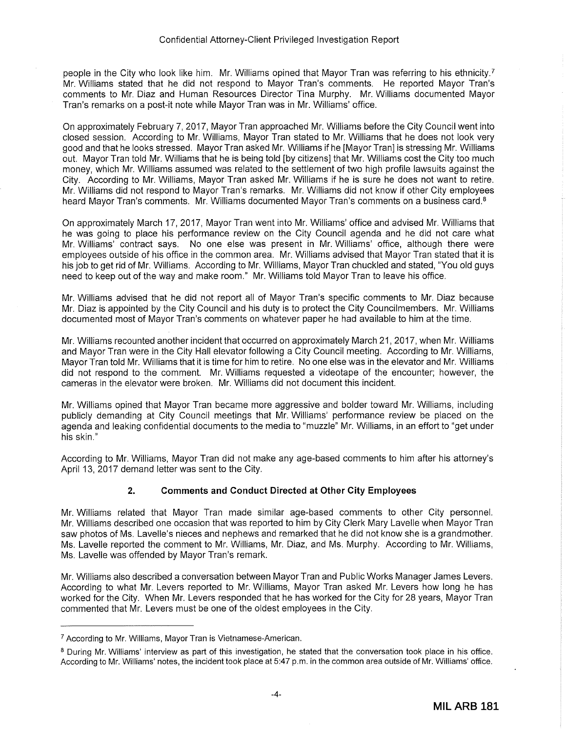people in the City who look like him. Mr. Williams opined that Mayor Tran was referring to his ethnicity.[7] Mr. Williams stated that he did not respond to Mayor Tran's comments. He reported Mayor Tran's comments to Mr. Diaz and Human Resources Director Tina Murphy. Mr. Williams documented Mayor Tran's remarks on a post-it note while Mayor Tran was in Mr. Williams' office.

On approximately February 7, 2017, Mayor Tran approached Mr. Williams before the City Council went into closed session. According to Mr. Williams, Mayor Tran stated to Mr. Williams that he does not look very good and that he looks stressed. Mayor Tran asked Mr. Williams if he [Mayor Tran] is stressing Mr. Williams out. Mayor Tran told Mr. Williams that he is being told [by citizens] that Mr. Williams cost the City too much money, which Mr. Williams assumed was related to the settlement of two high profile lawsuits against the City. According to Mr. Williams, Mayor Tran asked Mr. Williams if he is sure he does not want to retire. Mr. Williams did not respond to Mayor Tran's remarks. Mr. Williams did not know if other City employees heard Mayor Tran's comments. Mr. Williams documented Mayor Tran's comments on a business card.[8]

On approximately March 17, 2017, Mayor Tran went into Mr. Williams' office and advised Mr. Williams that he was going to place his performance review on the City Council agenda and he did not care what Mr. Williams' contract says. No one else was present in Mr. Williams' office, although there were employees outside of his office in the common area. Mr. Williams advised that Mayor Tran stated that it is his job to get rid of Mr. Williams. According to Mr. Williams, Mayor Tran chuckled and stated, "You old guys need to keep out of the way and make room." Mr. Williams told Mayor Tran to leave his office.

Mr. Williams advised that he did not report all of Mayor Tran's specific comments to Mr. Diaz because Mr. Diaz is appointed by the City Council and his duty is to protect the City Councilmembers. Mr. Williams documented most of Mayor Tran's comments on whatever paper he had available to him at the time.

Mr. Williams recounted another incident that occurred on approximately March 21, 2017, when Mr. Williams and Mayor Tran were in the City Hall elevator following a City Council meeting. According to Mr. Williams, Mayor Tran told Mr. Williams that it is time for him to retire. No one else was in the elevator and Mr. Williams did not respond to the comment. Mr. Williams requested a videotape of the encounter; however, the cameras in the elevator were broken. Mr. Williams did not document this incident.

Mr. Williams opined that Mayor Tran became more aggressive and bolder toward Mr. Williams, including publicly demanding at City Council meetings that Mr. Williams' performance review be placed on the agenda and leaking confidential documents to the media to "muzzle" Mr. Williams, in an effort to "get under his skin."

According to Mr. Williams, Mayor Tran did not make any age-based comments to him after his attorney's April 13, 2017 demand letter was sent to the City.

### 2. Comments and Conduct Directed at Other City Employees

Mr. Williams related that Mayor Tran made similar age-based comments to other City personnel. Mr. Williams described one occasion that was reported to him by City Clerk Mary Lavelle when Mayor Tran saw photos of Ms. Lavelle's nieces and nephews and remarked that he did not know she is a grandmother. Ms. Lavelle reported the comment to Mr. Williams, Mr. Diaz, and Ms. Murphy. According to Mr. Williams, Ms. Lavelle was offended by Mayor Tran's remark.

Mr. Williams also described a conversation between Mayor Tran and Public Works Manager James Levers. According to what Mr. Levers reported to Mr. Williams, Mayor Tran asked Mr. Levers how long he has worked for the City. When Mr. Levers responded that he has worked for the City for 28 years, Mayor Tran commented that Mr. Levers must be one of the oldest employees in the City.

---

[7] According to Mr. Williams, Mayor Tran is Vietnamese-American.

[8] During Mr. Williams' interview as part of this investigation, he stated that the conversation took place in his office. According to Mr. Williams' notes, the incident took place at 5:47 p.m. in the common area outside of Mr. Williams' office.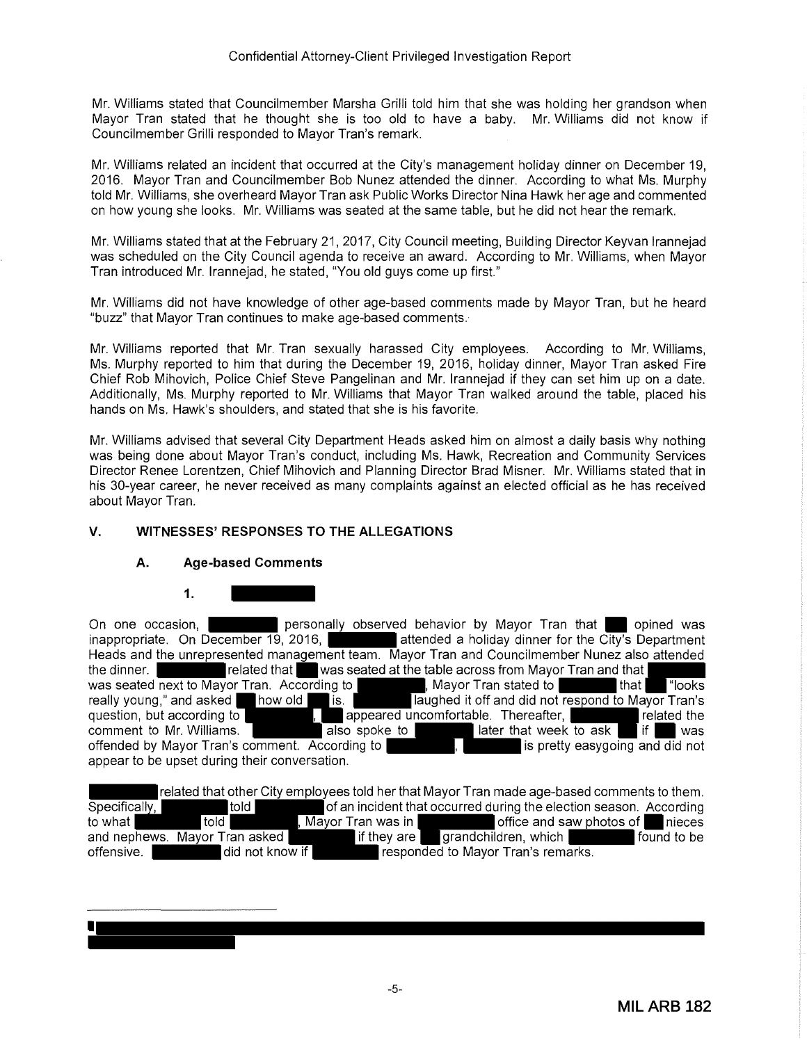Mr. Williams stated that Councilmember Marsha Grilli told him that she was holding her grandson when Mayor Tran stated that he thought she is too old to have a baby. Mr. Williams did not know if Councilmember Grilli responded to Mayor Tran's remark.

Mr. Williams related an incident that occurred at the City's management holiday dinner on December 19, 2016. Mayor Tran and Councilmember Bob Nunez attended the dinner. According to what Ms. Murphy told Mr. Williams, she overheard Mayor Tran ask Public Works Director Nina Hawk her age and commented on how young she looks. Mr. Williams was seated at the same table, but he did not hear the remark.

Mr. Williams stated that at the February 21, 2017, City Council meeting, Building Director Keyvan Irannejad was scheduled on the City Council agenda to receive an award. According to Mr. Williams, when Mayor Tran introduced Mr. Irannejad, he stated, "You old guys come up first."

Mr. Williams did not have knowledge of other age-based comments made by Mayor Tran, but he heard "buzz" that Mayor Tran continues to make age-based comments.

Mr. Williams reported that Mr. Tran sexually harassed City employees. According to Mr. Williams, Ms. Murphy reported to him that during the December 19, 2016, holiday dinner, Mayor Tran asked Fire Chief Rob Mihovich, Police Chief Steve Pangelinan and Mr. Irannejad if they can set him up on a date. Additionally, Ms. Murphy reported to Mr. Williams that Mayor Tran walked around the table, placed his hands on Ms. Hawk's shoulders, and stated that she is his favorite.

Mr. Williams advised that several City Department Heads asked him on almost a daily basis why nothing was being done about Mayor Tran's conduct, including Ms. Hawk, Recreation and Community Services Director Renee Lorentzen, Chief Mihovich and Planning Director Brad Misner. Mr. Williams stated that in his 30-year career, he never received as many complaints against an elected official as he has received about Mayor Tran.

## V. WITNESSES' RESPONSES TO THE ALLEGATIONS

### A. Age-based Comments

#### 1. [REDACTED]

On one occasion, [REDACTED] personally observed behavior by Mayor Tran that [REDACTED] opined was inappropriate. On December 19, 2016, [REDACTED] attended a holiday dinner for the City's Department Heads and the unrepresented management team. Mayor Tran and Councilmember Nunez also attended the dinner. [REDACTED] related that [REDACTED] was seated at the table across from Mayor Tran and that [REDACTED] was seated next to Mayor Tran. According to [REDACTED], Mayor Tran stated to [REDACTED] that [REDACTED] "looks really young," and asked [REDACTED] how old [REDACTED] is. [REDACTED] laughed it off and did not respond to Mayor Tran's question, but according to [REDACTED], [REDACTED] appeared uncomfortable. Thereafter, [REDACTED] related the comment to Mr. Williams. [REDACTED] also spoke to [REDACTED] later that week to ask [REDACTED] if [REDACTED] was offended by Mayor Tran's comment. According to [REDACTED], [REDACTED] is pretty easygoing and did not appear to be upset during their conversation.

[REDACTED] related that other City employees told her that Mayor Tran made age-based comments to them. Specifically, [REDACTED] told [REDACTED] of an incident that occurred during the election season. According to what [REDACTED] told [REDACTED], Mayor Tran was in [REDACTED] office and saw photos of [REDACTED] nieces and nephews. Mayor Tran asked [REDACTED] if they are [REDACTED] grandchildren, which [REDACTED] found to be offensive. [REDACTED] did not know if [REDACTED] responded to Mayor Tran's remarks.

---

[REDACTED]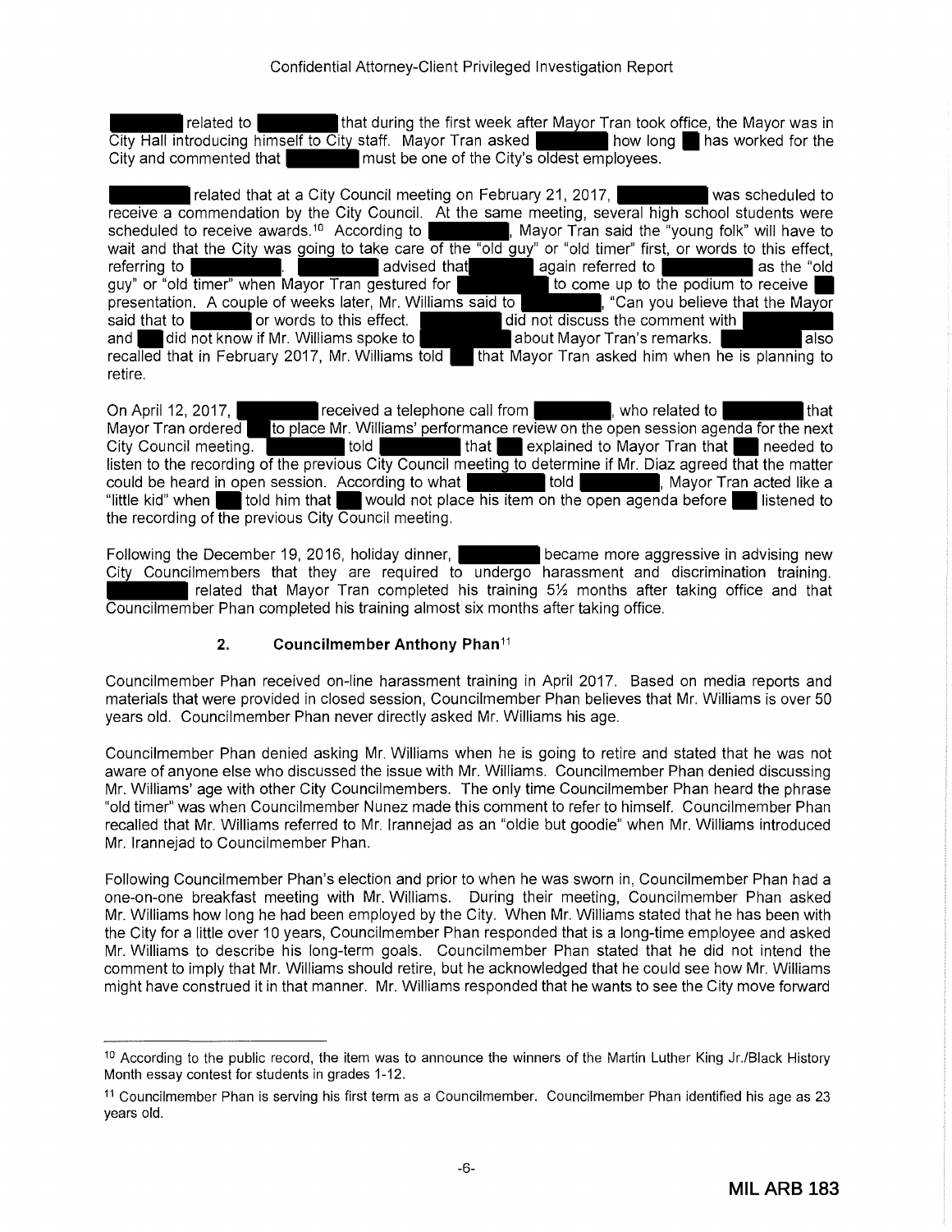[REDACTED] related to [REDACTED] that during the first week after Mayor Tran took office, the Mayor was in City Hall introducing himself to City staff. Mayor Tran asked [REDACTED] how long [REDACTED] has worked for the City and commented that [REDACTED] must be one of the City's oldest employees.

[REDACTED] related that at a City Council meeting on February 21, 2017, [REDACTED] was scheduled to receive a commendation by the City Council. At the same meeting, several high school students were scheduled to receive awards.[10] According to [REDACTED], Mayor Tran said the "young folk" will have to wait and that the City was going to take care of the "old guy" or "old timer" first, or words to this effect, referring to [REDACTED]. [REDACTED] advised that [REDACTED] again referred to [REDACTED] as the "old guy" or "old timer" when Mayor Tran gestured for [REDACTED] to come up to the podium to receive [REDACTED] presentation. A couple of weeks later, Mr. Williams said to [REDACTED], "Can you believe that the Mayor said that to [REDACTED] or words to this effect. [REDACTED] did not discuss the comment with [REDACTED] and [REDACTED] did not know if Mr. Williams spoke to [REDACTED] about Mayor Tran's remarks. [REDACTED] also recalled that in February 2017, Mr. Williams told [REDACTED] that Mayor Tran asked him when he is planning to retire.

On April 12, 2017, [REDACTED] received a telephone call from [REDACTED], who related to [REDACTED] that Mayor Tran ordered [REDACTED] to place Mr. Williams' performance review on the open session agenda for the next City Council meeting. [REDACTED] told [REDACTED] that [REDACTED] explained to Mayor Tran that [REDACTED] needed to listen to the recording of the previous City Council meeting to determine if Mr. Diaz agreed that the matter could be heard in open session. According to what [REDACTED] told [REDACTED], Mayor Tran acted like a "little kid" when [REDACTED] told him that [REDACTED] would not place his item on the open agenda before [REDACTED] listened to the recording of the previous City Council meeting.

Following the December 19, 2016, holiday dinner, [REDACTED] became more aggressive in advising new City Councilmembers that they are required to undergo harassment and discrimination training. [REDACTED] related that Mayor Tran completed his training 5½ months after taking office and that Councilmember Phan completed his training almost six months after taking office.

### 2. Councilmember Anthony Phan[11]

Councilmember Phan received on-line harassment training in April 2017. Based on media reports and materials that were provided in closed session, Councilmember Phan believes that Mr. Williams is over 50 years old. Councilmember Phan never directly asked Mr. Williams his age.

Councilmember Phan denied asking Mr. Williams when he is going to retire and stated that he was not aware of anyone else who discussed the issue with Mr. Williams. Councilmember Phan denied discussing Mr. Williams' age with other City Councilmembers. The only time Councilmember Phan heard the phrase "old timer" was when Councilmember Nunez made this comment to refer to himself. Councilmember Phan recalled that Mr. Williams referred to Mr. Irannejad as an "oldie but goodie" when Mr. Williams introduced Mr. Irannejad to Councilmember Phan.

Following Councilmember Phan's election and prior to when he was sworn in, Councilmember Phan had a one-on-one breakfast meeting with Mr. Williams. During their meeting, Councilmember Phan asked Mr. Williams how long he had been employed by the City. When Mr. Williams stated that he has been with the City for a little over 10 years, Councilmember Phan responded that is a long-time employee and asked Mr. Williams to describe his long-term goals. Councilmember Phan stated that he did not intend the comment to imply that Mr. Williams should retire, but he acknowledged that he could see how Mr. Williams might have construed it in that manner. Mr. Williams responded that he wants to see the City move forward

---

[10] According to the public record, the item was to announce the winners of the Martin Luther King Jr./Black History Month essay contest for students in grades 1-12.

[11] Councilmember Phan is serving his first term as a Councilmember. Councilmember Phan identified his age as 23 years old.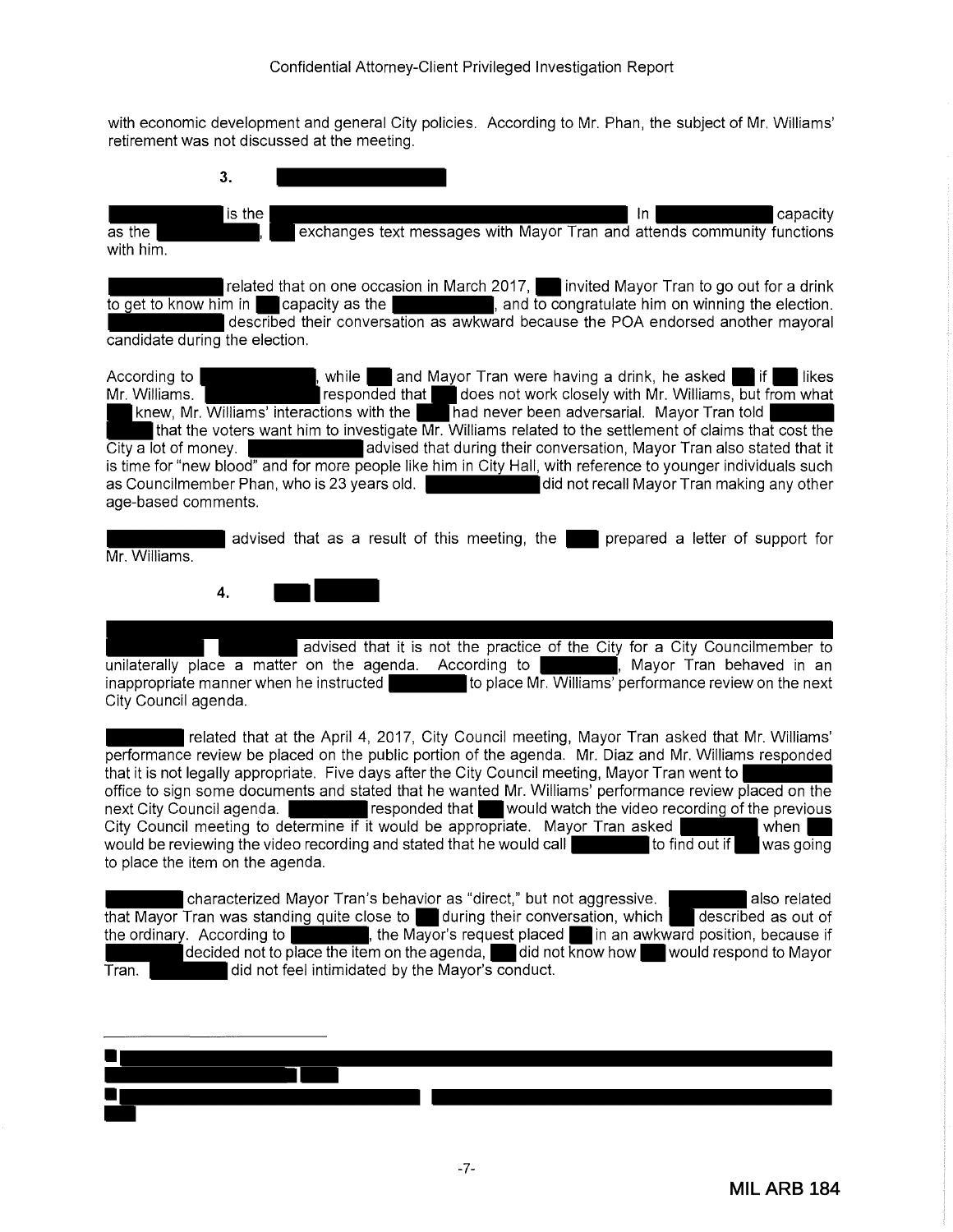with economic development and general City policies. According to Mr. Phan, the subject of Mr. Williams' retirement was not discussed at the meeting.

### 3. [REDACTED]

[REDACTED] is the [REDACTED]. In [REDACTED] capacity as the [REDACTED], [REDACTED] exchanges text messages with Mayor Tran and attends community functions with him.

[REDACTED] related that on one occasion in March 2017, [REDACTED] invited Mayor Tran to go out for a drink to get to know him in [REDACTED] capacity as the [REDACTED], and to congratulate him on winning the election. [REDACTED] described their conversation as awkward because the POA endorsed another mayoral candidate during the election.

According to [REDACTED], while [REDACTED] and Mayor Tran were having a drink, he asked [REDACTED] if [REDACTED] likes Mr. Williams. [REDACTED] responded that [REDACTED] does not work closely with Mr. Williams, but from what [REDACTED] knew, Mr. Williams' interactions with the [REDACTED] had never been adversarial. Mayor Tran told [REDACTED] that the voters want him to investigate Mr. Williams related to the settlement of claims that cost the City a lot of money. [REDACTED] advised that during their conversation, Mayor Tran also stated that it is time for "new blood" and for more people like him in City Hall, with reference to younger individuals such as Councilmember Phan, who is 23 years old. [REDACTED] did not recall Mayor Tran making any other age-based comments.

[REDACTED] advised that as a result of this meeting, the [REDACTED] prepared a letter of support for Mr. Williams.

### 4. [REDACTED]

[REDACTED]

[REDACTED] advised that it is not the practice of the City for a City Councilmember to unilaterally place a matter on the agenda. According to [REDACTED], Mayor Tran behaved in an inappropriate manner when he instructed [REDACTED] to place Mr. Williams' performance review on the next City Council agenda.

[REDACTED] related that at the April 4, 2017, City Council meeting, Mayor Tran asked that Mr. Williams' performance review be placed on the public portion of the agenda. Mr. Diaz and Mr. Williams responded that it is not legally appropriate. Five days after the City Council meeting, Mayor Tran went to [REDACTED] office to sign some documents and stated that he wanted Mr. Williams' performance review placed on the next City Council agenda. [REDACTED] responded that [REDACTED] would watch the video recording of the previous City Council meeting to determine if it would be appropriate. Mayor Tran asked [REDACTED] when [REDACTED] would be reviewing the video recording and stated that he would call [REDACTED] to find out if [REDACTED] was going to place the item on the agenda.

[REDACTED] characterized Mayor Tran's behavior as "direct," but not aggressive. [REDACTED] also related that Mayor Tran was standing quite close to [REDACTED] during their conversation, which [REDACTED] described as out of the ordinary. According to [REDACTED], the Mayor's request placed [REDACTED] in an awkward position, because if [REDACTED] decided not to place the item on the agenda, [REDACTED] did not know how [REDACTED] would respond to Mayor Tran. [REDACTED] did not feel intimidated by the Mayor's conduct.

---

[REDACTED]

[REDACTED]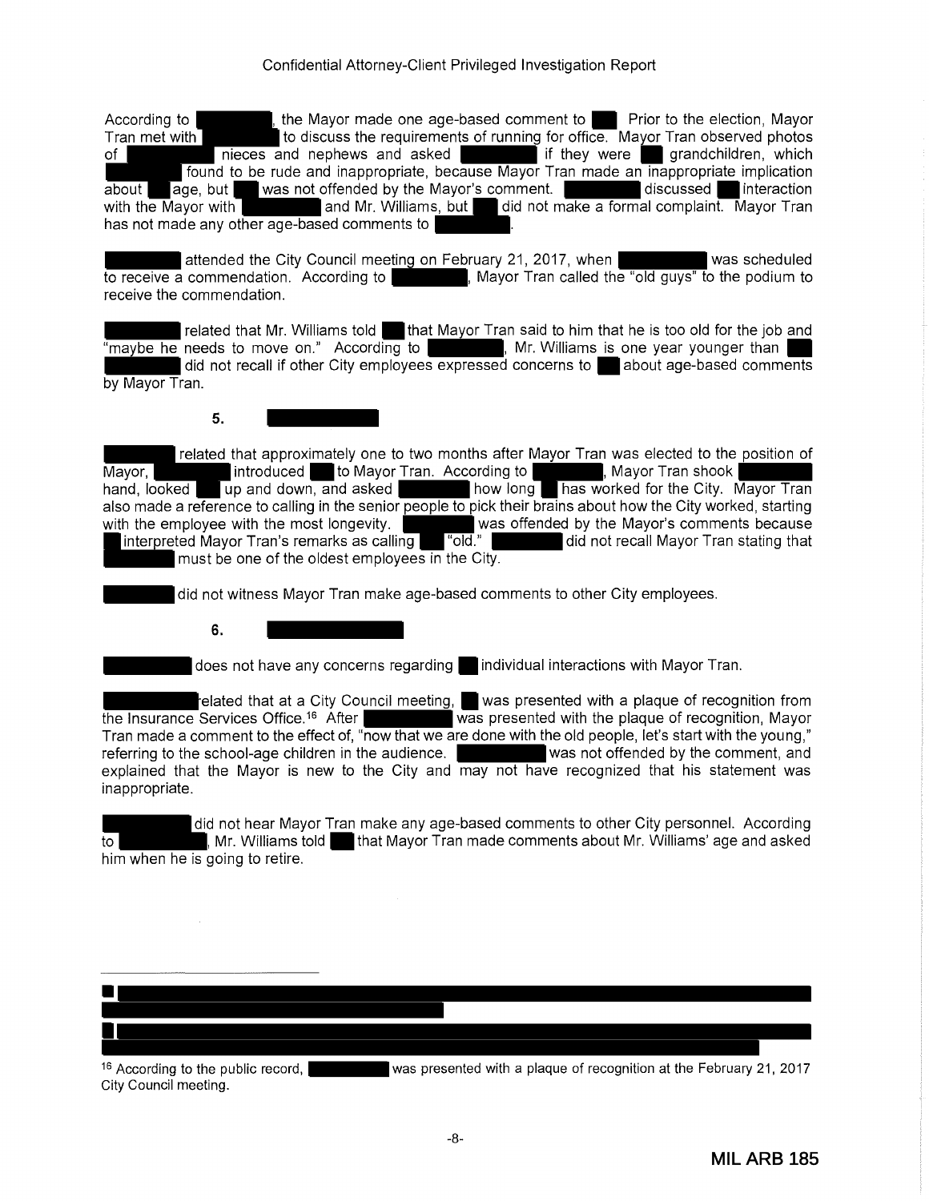According to [REDACTED], the Mayor made one age-based comment to [REDACTED]. Prior to the election, Mayor Tran met with [REDACTED] to discuss the requirements of running for office. Mayor Tran observed photos of [REDACTED] nieces and nephews and asked [REDACTED] if they were [REDACTED] grandchildren, which [REDACTED] found to be rude and inappropriate, because Mayor Tran made an inappropriate implication about [REDACTED] age, but [REDACTED] was not offended by the Mayor's comment. [REDACTED] discussed [REDACTED] interaction with the Mayor with [REDACTED] and Mr. Williams, but [REDACTED] did not make a formal complaint. Mayor Tran has not made any other age-based comments to [REDACTED].

[REDACTED] attended the City Council meeting on February 21, 2017, when [REDACTED] was scheduled to receive a commendation. According to [REDACTED], Mayor Tran called the "old guys" to the podium to receive the commendation.

[REDACTED] related that Mr. Williams told [REDACTED] that Mayor Tran said to him that he is too old for the job and "maybe he needs to move on." According to [REDACTED], Mr. Williams is one year younger than [REDACTED]. [REDACTED] did not recall if other City employees expressed concerns to [REDACTED] about age-based comments by Mayor Tran.

### 5. [REDACTED]

[REDACTED] related that approximately one to two months after Mayor Tran was elected to the position of Mayor, [REDACTED] introduced [REDACTED] to Mayor Tran. According to [REDACTED], Mayor Tran shook [REDACTED] hand, looked [REDACTED] up and down, and asked [REDACTED] how long [REDACTED] has worked for the City. Mayor Tran also made a reference to calling in the senior people to pick their brains about how the City worked, starting with the employee with the most longevity. [REDACTED] was offended by the Mayor's comments because [REDACTED] interpreted Mayor Tran's remarks as calling [REDACTED] "old." [REDACTED] did not recall Mayor Tran stating that [REDACTED] must be one of the oldest employees in the City.

[REDACTED] did not witness Mayor Tran make age-based comments to other City employees.

### 6. [REDACTED]

[REDACTED] does not have any concerns regarding [REDACTED] individual interactions with Mayor Tran.

[REDACTED] related that at a City Council meeting, [REDACTED] was presented with a plaque of recognition from the Insurance Services Office.[16] After [REDACTED] was presented with the plaque of recognition, Mayor Tran made a comment to the effect of, "now that we are done with the old people, let's start with the young," referring to the school-age children in the audience. [REDACTED] was not offended by the comment, and explained that the Mayor is new to the City and may not have recognized that his statement was inappropriate.

[REDACTED] did not hear Mayor Tran make any age-based comments to other City personnel. According to [REDACTED], Mr. Williams told [REDACTED] that Mayor Tran made comments about Mr. Williams' age and asked him when he is going to retire.

---

[REDACTED]

[REDACTED]

[16] According to the public record, [REDACTED] was presented with a plaque of recognition at the February 21, 2017 City Council meeting.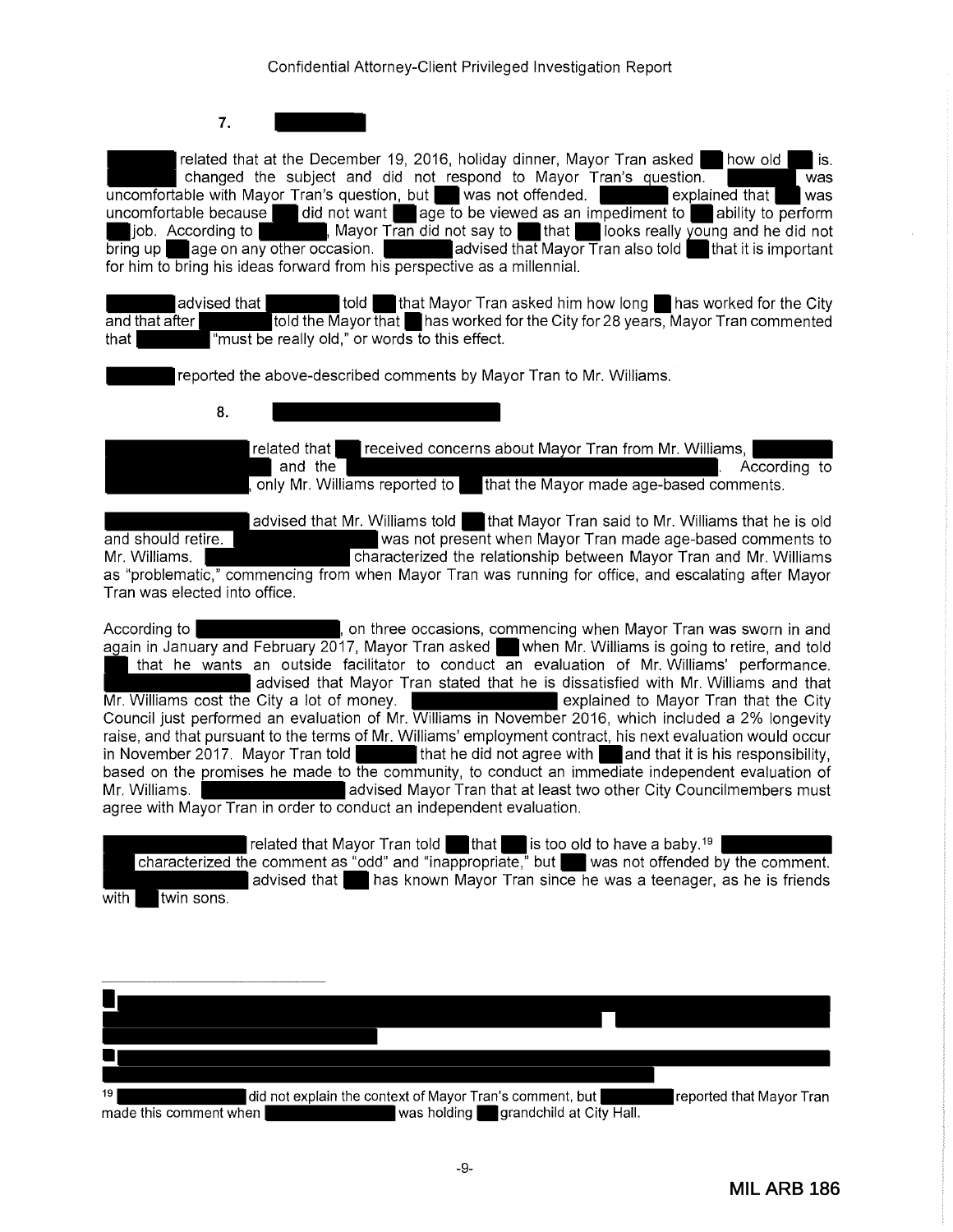### 7. [REDACTED]

[REDACTED] related that at the December 19, 2016, holiday dinner, Mayor Tran asked [REDACTED] how old [REDACTED] is. [REDACTED] changed the subject and did not respond to Mayor Tran's question. [REDACTED] was uncomfortable with Mayor Tran's question, but [REDACTED] was not offended. [REDACTED] explained that [REDACTED] was uncomfortable because [REDACTED] did not want [REDACTED] age to be viewed as an impediment to [REDACTED] ability to perform [REDACTED] job. According to [REDACTED], Mayor Tran did not say to [REDACTED] that [REDACTED] looks really young and he did not bring up [REDACTED] age on any other occasion. [REDACTED] advised that Mayor Tran also told [REDACTED] that it is important for him to bring his ideas forward from his perspective as a millennial.

[REDACTED] advised that [REDACTED] told [REDACTED] that Mayor Tran asked him how long [REDACTED] has worked for the City and that after [REDACTED] told the Mayor that [REDACTED] has worked for the City for 28 years, Mayor Tran commented that [REDACTED] "must be really old," or words to this effect.

[REDACTED] reported the above-described comments by Mayor Tran to Mr. Williams.

### 8. [REDACTED]

[REDACTED] related that [REDACTED] received concerns about Mayor Tran from Mr. Williams, [REDACTED] and the [REDACTED]. According to [REDACTED], only Mr. Williams reported to [REDACTED] that the Mayor made age-based comments.

[REDACTED] advised that Mr. Williams told [REDACTED] that Mayor Tran said to Mr. Williams that he is old and should retire. [REDACTED] was not present when Mayor Tran made age-based comments to Mr. Williams. [REDACTED] characterized the relationship between Mayor Tran and Mr. Williams as "problematic," commencing from when Mayor Tran was running for office, and escalating after Mayor Tran was elected into office.

According to [REDACTED], on three occasions, commencing when Mayor Tran was sworn in and again in January and February 2017, Mayor Tran asked [REDACTED] when Mr. Williams is going to retire, and told [REDACTED] that he wants an outside facilitator to conduct an evaluation of Mr. Williams' performance. [REDACTED] advised that Mayor Tran stated that he is dissatisfied with Mr. Williams and that Mr. Williams cost the City a lot of money. [REDACTED] explained to Mayor Tran that the City Council just performed an evaluation of Mr. Williams in November 2016, which included a 2% longevity raise, and that pursuant to the terms of Mr. Williams' employment contract, his next evaluation would occur in November 2017. Mayor Tran told [REDACTED] that he did not agree with [REDACTED] and that it is his responsibility, based on the promises he made to the community, to conduct an immediate independent evaluation of Mr. Williams. [REDACTED] advised Mayor Tran that at least two other City Councilmembers must agree with Mayor Tran in order to conduct an independent evaluation.

[REDACTED] related that Mayor Tran told [REDACTED] that [REDACTED] is too old to have a baby.[19] [REDACTED] characterized the comment as "odd" and "inappropriate," but [REDACTED] was not offended by the comment. [REDACTED] advised that [REDACTED] has known Mayor Tran since he was a teenager, as he is friends with [REDACTED] twin sons.

---

[REDACTED]

[REDACTED]

[19] [REDACTED] did not explain the context of Mayor Tran's comment, but [REDACTED] reported that Mayor Tran made this comment when [REDACTED] was holding [REDACTED] grandchild at City Hall.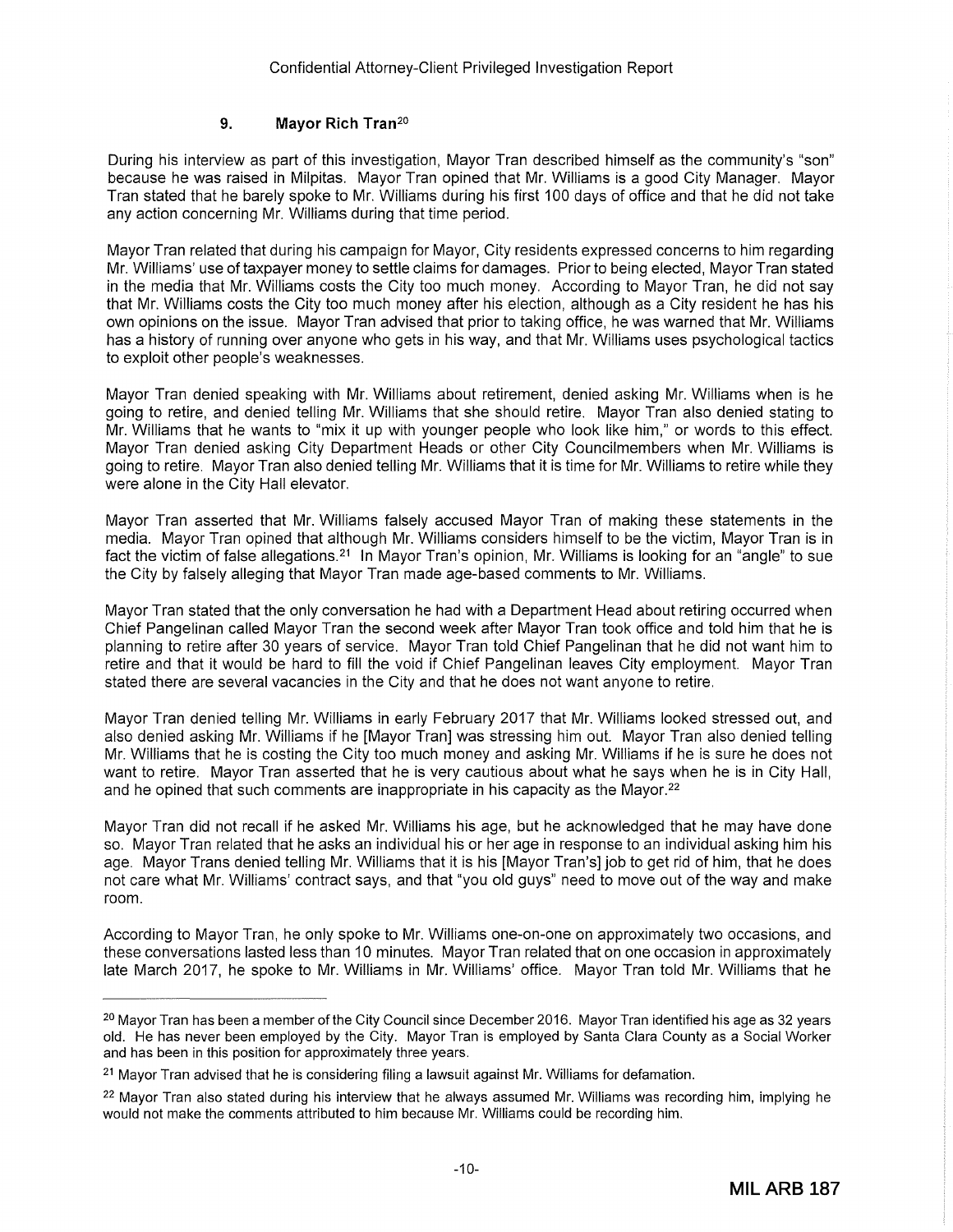### 9. Mayor Rich Tran[20]

During his interview as part of this investigation, Mayor Tran described himself as the community's "son" because he was raised in Milpitas. Mayor Tran opined that Mr. Williams is a good City Manager. Mayor Tran stated that he barely spoke to Mr. Williams during his first 100 days of office and that he did not take any action concerning Mr. Williams during that time period.

Mayor Tran related that during his campaign for Mayor, City residents expressed concerns to him regarding Mr. Williams' use of taxpayer money to settle claims for damages. Prior to being elected, Mayor Tran stated in the media that Mr. Williams costs the City too much money. According to Mayor Tran, he did not say that Mr. Williams costs the City too much money after his election, although as a City resident he has his own opinions on the issue. Mayor Tran advised that prior to taking office, he was warned that Mr. Williams has a history of running over anyone who gets in his way, and that Mr. Williams uses psychological tactics to exploit other people's weaknesses.

Mayor Tran denied speaking with Mr. Williams about retirement, denied asking Mr. Williams when is he going to retire, and denied telling Mr. Williams that she should retire. Mayor Tran also denied stating to Mr. Williams that he wants to "mix it up with younger people who look like him," or words to this effect. Mayor Tran denied asking City Department Heads or other City Councilmembers when Mr. Williams is going to retire. Mayor Tran also denied telling Mr. Williams that it is time for Mr. Williams to retire while they were alone in the City Hall elevator.

Mayor Tran asserted that Mr. Williams falsely accused Mayor Tran of making these statements in the media. Mayor Tran opined that although Mr. Williams considers himself to be the victim, Mayor Tran is in fact the victim of false allegations.[21] In Mayor Tran's opinion, Mr. Williams is looking for an "angle" to sue the City by falsely alleging that Mayor Tran made age-based comments to Mr. Williams.

Mayor Tran stated that the only conversation he had with a Department Head about retiring occurred when Chief Pangelinan called Mayor Tran the second week after Mayor Tran took office and told him that he is planning to retire after 30 years of service. Mayor Tran told Chief Pangelinan that he did not want him to retire and that it would be hard to fill the void if Chief Pangelinan leaves City employment. Mayor Tran stated there are several vacancies in the City and that he does not want anyone to retire.

Mayor Tran denied telling Mr. Williams in early February 2017 that Mr. Williams looked stressed out, and also denied asking Mr. Williams if he [Mayor Tran] was stressing him out. Mayor Tran also denied telling Mr. Williams that he is costing the City too much money and asking Mr. Williams if he is sure he does not want to retire. Mayor Tran asserted that he is very cautious about what he says when he is in City Hall, and he opined that such comments are inappropriate in his capacity as the Mayor.[22]

Mayor Tran did not recall if he asked Mr. Williams his age, but he acknowledged that he may have done so. Mayor Tran related that he asks an individual his or her age in response to an individual asking him his age. Mayor Trans denied telling Mr. Williams that it is his [Mayor Tran's] job to get rid of him, that he does not care what Mr. Williams' contract says, and that "you old guys" need to move out of the way and make room.

According to Mayor Tran, he only spoke to Mr. Williams one-on-one on approximately two occasions, and these conversations lasted less than 10 minutes. Mayor Tran related that on one occasion in approximately late March 2017, he spoke to Mr. Williams in Mr. Williams' office. Mayor Tran told Mr. Williams that he

---

[20] Mayor Tran has been a member of the City Council since December 2016. Mayor Tran identified his age as 32 years old. He has never been employed by the City. Mayor Tran is employed by Santa Clara County as a Social Worker and has been in this position for approximately three years.

[21] Mayor Tran advised that he is considering filing a lawsuit against Mr. Williams for defamation.

[22] Mayor Tran also stated during his interview that he always assumed Mr. Williams was recording him, implying he would not make the comments attributed to him because Mr. Williams could be recording him.

MIL ARB 187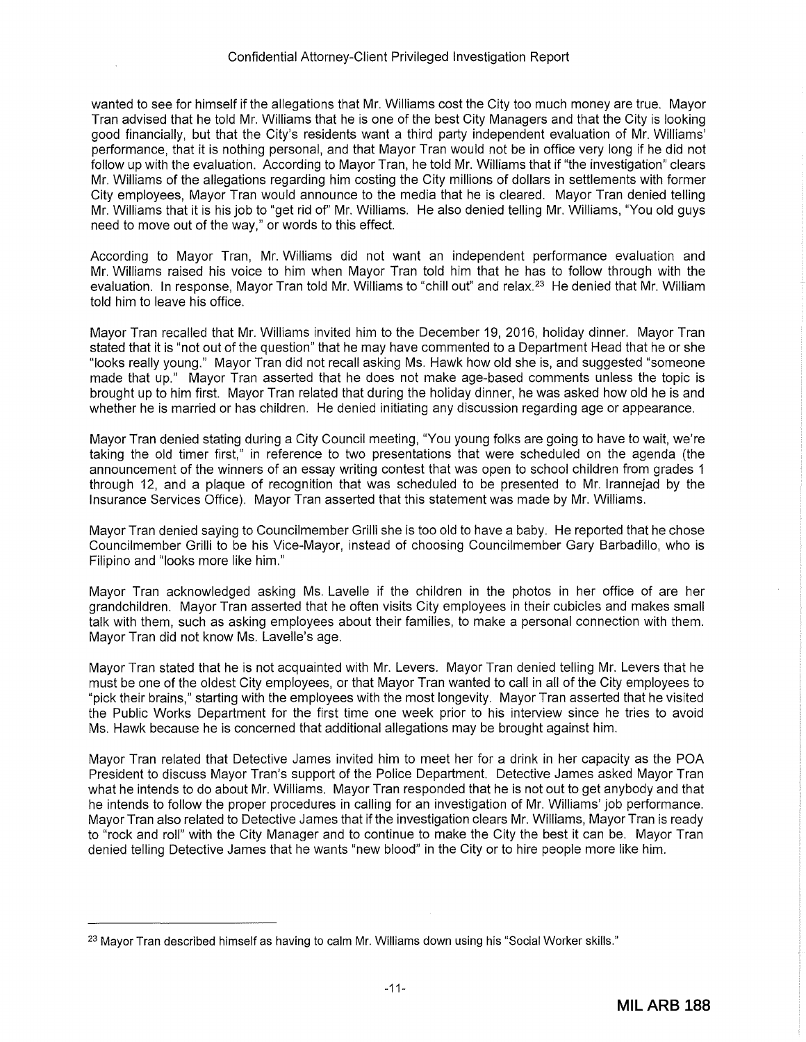wanted to see for himself if the allegations that Mr. Williams cost the City too much money are true. Mayor Tran advised that he told Mr. Williams that he is one of the best City Managers and that the City is looking good financially, but that the City's residents want a third party independent evaluation of Mr. Williams' performance, that it is nothing personal, and that Mayor Tran would not be in office very long if he did not follow up with the evaluation. According to Mayor Tran, he told Mr. Williams that if "the investigation" clears Mr. Williams of the allegations regarding him costing the City millions of dollars in settlements with former City employees, Mayor Tran would announce to the media that he is cleared. Mayor Tran denied telling Mr. Williams that it is his job to "get rid of" Mr. Williams. He also denied telling Mr. Williams, "You old guys need to move out of the way," or words to this effect.

According to Mayor Tran, Mr. Williams did not want an independent performance evaluation and Mr. Williams raised his voice to him when Mayor Tran told him that he has to follow through with the evaluation. In response, Mayor Tran told Mr. Williams to "chill out" and relax.[23] He denied that Mr. William told him to leave his office.

Mayor Tran recalled that Mr. Williams invited him to the December 19, 2016, holiday dinner. Mayor Tran stated that it is "not out of the question" that he may have commented to a Department Head that he or she "looks really young." Mayor Tran did not recall asking Ms. Hawk how old she is, and suggested "someone made that up." Mayor Tran asserted that he does not make age-based comments unless the topic is brought up to him first. Mayor Tran related that during the holiday dinner, he was asked how old he is and whether he is married or has children. He denied initiating any discussion regarding age or appearance.

Mayor Tran denied stating during a City Council meeting, "You young folks are going to have to wait, we're taking the old timer first," in reference to two presentations that were scheduled on the agenda (the announcement of the winners of an essay writing contest that was open to school children from grades 1 through 12, and a plaque of recognition that was scheduled to be presented to Mr. Irannejad by the Insurance Services Office). Mayor Tran asserted that this statement was made by Mr. Williams.

Mayor Tran denied saying to Councilmember Grilli she is too old to have a baby. He reported that he chose Councilmember Grilli to be his Vice-Mayor, instead of choosing Councilmember Gary Barbadillo, who is Filipino and "looks more like him."

Mayor Tran acknowledged asking Ms. Lavelle if the children in the photos in her office of are her grandchildren. Mayor Tran asserted that he often visits City employees in their cubicles and makes small talk with them, such as asking employees about their families, to make a personal connection with them. Mayor Tran did not know Ms. Lavelle's age.

Mayor Tran stated that he is not acquainted with Mr. Levers. Mayor Tran denied telling Mr. Levers that he must be one of the oldest City employees, or that Mayor Tran wanted to call in all of the City employees to "pick their brains," starting with the employees with the most longevity. Mayor Tran asserted that he visited the Public Works Department for the first time one week prior to his interview since he tries to avoid Ms. Hawk because he is concerned that additional allegations may be brought against him.

Mayor Tran related that Detective James invited him to meet her for a drink in her capacity as the POA President to discuss Mayor Tran's support of the Police Department. Detective James asked Mayor Tran what he intends to do about Mr. Williams. Mayor Tran responded that he is not out to get anybody and that he intends to follow the proper procedures in calling for an investigation of Mr. Williams' job performance. Mayor Tran also related to Detective James that if the investigation clears Mr. Williams, Mayor Tran is ready to "rock and roll" with the City Manager and to continue to make the City the best it can be. Mayor Tran denied telling Detective James that he wants "new blood" in the City or to hire people more like him.

---

[23] Mayor Tran described himself as having to calm Mr. Williams down using his "Social Worker skills."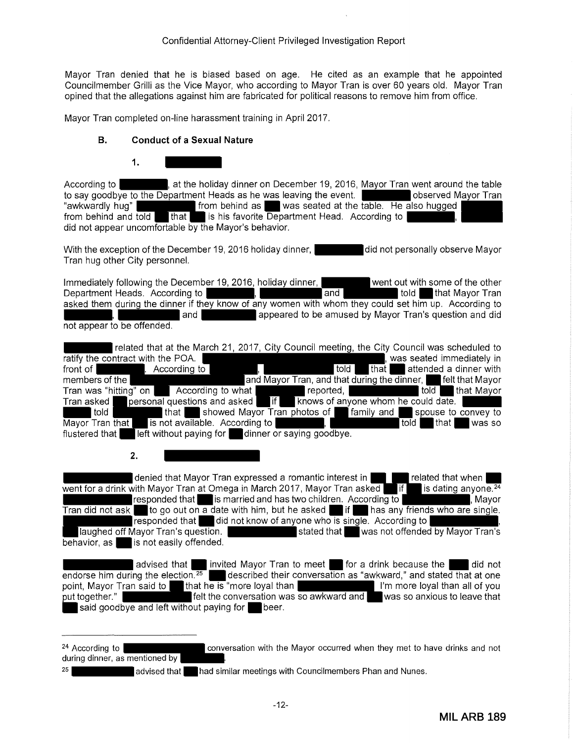Mayor Tran denied that he is biased based on age. He cited as an example that he appointed Councilmember Grilli as the Vice Mayor, who according to Mayor Tran is over 60 years old. Mayor Tran opined that the allegations against him are fabricated for political reasons to remove him from office.

Mayor Tran completed on-line harassment training in April 2017.

### B. Conduct of a Sexual Nature

#### 1. [REDACTED]

According to [REDACTED], at the holiday dinner on December 19, 2016, Mayor Tran went around the table to say goodbye to the Department Heads as he was leaving the event. [REDACTED] observed Mayor Tran "awkwardly hug" [REDACTED] from behind as [REDACTED] was seated at the table. He also hugged [REDACTED] from behind and told [REDACTED] that [REDACTED] is his favorite Department Head. According to [REDACTED], [REDACTED] did not appear uncomfortable by the Mayor's behavior.

With the exception of the December 19, 2016 holiday dinner, [REDACTED] did not personally observe Mayor Tran hug other City personnel.

Immediately following the December 19, 2016, holiday dinner, [REDACTED] went out with some of the other Department Heads. According to [REDACTED], [REDACTED] and [REDACTED] told [REDACTED] that Mayor Tran asked them during the dinner if they know of any women with whom they could set him up. According to [REDACTED], [REDACTED] and [REDACTED] appeared to be amused by Mayor Tran's question and did not appear to be offended.

[REDACTED] related that at the March 21, 2017, City Council meeting, the City Council was scheduled to ratify the contract with the POA. [REDACTED], was seated immediately in front of [REDACTED]. According to [REDACTED], [REDACTED] told [REDACTED] that [REDACTED] attended a dinner with members of the [REDACTED] and Mayor Tran, and that during the dinner, [REDACTED] felt that Mayor Tran was "hitting" on [REDACTED]. According to what [REDACTED] reported, [REDACTED] told [REDACTED] that Mayor Tran asked [REDACTED] personal questions and asked [REDACTED] if [REDACTED] knows of anyone whom he could date. [REDACTED] told [REDACTED] that [REDACTED] showed Mayor Tran photos of [REDACTED] family and [REDACTED] spouse to convey to Mayor Tran that [REDACTED] is not available. According to [REDACTED], [REDACTED] told [REDACTED] that [REDACTED] was so flustered that [REDACTED] left without paying for [REDACTED] dinner or saying goodbye.

#### 2. [REDACTED]

[REDACTED] denied that Mayor Tran expressed a romantic interest in [REDACTED]. [REDACTED] related that when [REDACTED] went for a drink with Mayor Tran at Omega in March 2017, Mayor Tran asked [REDACTED] if [REDACTED] is dating anyone.[24] [REDACTED] responded that [REDACTED] is married and has two children. According to [REDACTED], Mayor Tran did not ask [REDACTED] to go out on a date with him, but he asked [REDACTED] if [REDACTED] has any friends who are single. [REDACTED] responded that [REDACTED] did not know of anyone who is single. According to [REDACTED], [REDACTED] laughed off Mayor Tran's question. [REDACTED] stated that [REDACTED] was not offended by Mayor Tran's behavior, as [REDACTED] is not easily offended.

[REDACTED] advised that [REDACTED] invited Mayor Tran to meet [REDACTED] for a drink because the [REDACTED] did not endorse him during the election.[25] [REDACTED] described their conversation as "awkward," and stated that at one point, Mayor Tran said to [REDACTED] that he is "more loyal than [REDACTED] I'm more loyal than all of you put together." [REDACTED] felt the conversation was so awkward and [REDACTED] was so anxious to leave that [REDACTED] said goodbye and left without paying for [REDACTED] beer.

---

[24] According to [REDACTED] conversation with the Mayor occurred when they met to have drinks and not during dinner, as mentioned by [REDACTED].

[25] [REDACTED] advised that [REDACTED] had similar meetings with Councilmembers Phan and Nunes.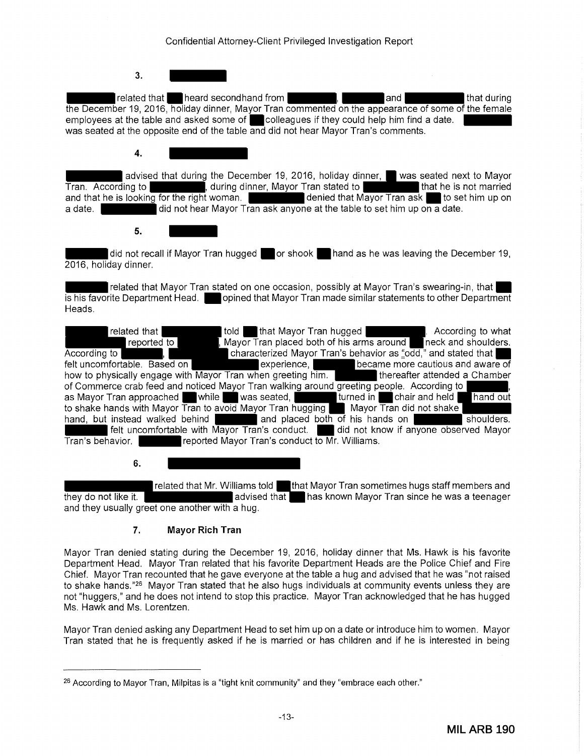### 3. [REDACTED]

[REDACTED] related that [REDACTED] heard secondhand from [REDACTED], [REDACTED] and [REDACTED] that during the December 19, 2016, holiday dinner, Mayor Tran commented on the appearance of some of the female employees at the table and asked some of [REDACTED] colleagues if they could help him find a date. [REDACTED] was seated at the opposite end of the table and did not hear Mayor Tran's comments.

### 4. [REDACTED]

[REDACTED] advised that during the December 19, 2016, holiday dinner, [REDACTED] was seated next to Mayor Tran. According to [REDACTED], during dinner, Mayor Tran stated to [REDACTED] that he is not married and that he is looking for the right woman. [REDACTED] denied that Mayor Tran ask [REDACTED] to set him up on a date. [REDACTED] did not hear Mayor Tran ask anyone at the table to set him up on a date.

### 5. [REDACTED]

[REDACTED] did not recall if Mayor Tran hugged [REDACTED] or shook [REDACTED] hand as he was leaving the December 19, 2016, holiday dinner.

[REDACTED] related that Mayor Tran stated on one occasion, possibly at Mayor Tran's swearing-in, that [REDACTED] is his favorite Department Head. [REDACTED] opined that Mayor Tran made similar statements to other Department Heads.

[REDACTED] related that [REDACTED] told [REDACTED] that Mayor Tran hugged [REDACTED]. According to what [REDACTED] reported to [REDACTED], Mayor Tran placed both of his arms around [REDACTED] neck and shoulders. According to [REDACTED], [REDACTED] characterized Mayor Tran's behavior as "odd," and stated that [REDACTED] felt uncomfortable. Based on [REDACTED] experience, [REDACTED] became more cautious and aware of how to physically engage with Mayor Tran when greeting him. [REDACTED] thereafter attended a Chamber of Commerce crab feed and noticed Mayor Tran walking around greeting people. According to [REDACTED], as Mayor Tran approached [REDACTED] while [REDACTED] was seated, [REDACTED] turned in [REDACTED] chair and held [REDACTED] hand out to shake hands with Mayor Tran to avoid Mayor Tran hugging [REDACTED]. Mayor Tran did not shake [REDACTED] hand, but instead walked behind [REDACTED] and placed both of his hands on [REDACTED] shoulders. [REDACTED] felt uncomfortable with Mayor Tran's conduct. [REDACTED] did not know if anyone observed Mayor Tran's behavior. [REDACTED] reported Mayor Tran's conduct to Mr. Williams.

### 6. [REDACTED]

[REDACTED] related that Mr. Williams told [REDACTED] that Mayor Tran sometimes hugs staff members and they do not like it. [REDACTED] advised that [REDACTED] has known Mayor Tran since he was a teenager and they usually greet one another with a hug.

### 7. Mayor Rich Tran

Mayor Tran denied stating during the December 19, 2016, holiday dinner that Ms. Hawk is his favorite Department Head. Mayor Tran related that his favorite Department Heads are the Police Chief and Fire Chief. Mayor Tran recounted that he gave everyone at the table a hug and advised that he was "not raised to shake hands."[26] Mayor Tran stated that he also hugs individuals at community events unless they are not "huggers," and he does not intend to stop this practice. Mayor Tran acknowledged that he has hugged Ms. Hawk and Ms. Lorentzen.

Mayor Tran denied asking any Department Head to set him up on a date or introduce him to women. Mayor Tran stated that he is frequently asked if he is married or has children and if he is interested in being

---

[26] According to Mayor Tran, Milpitas is a "tight knit community" and they "embrace each other."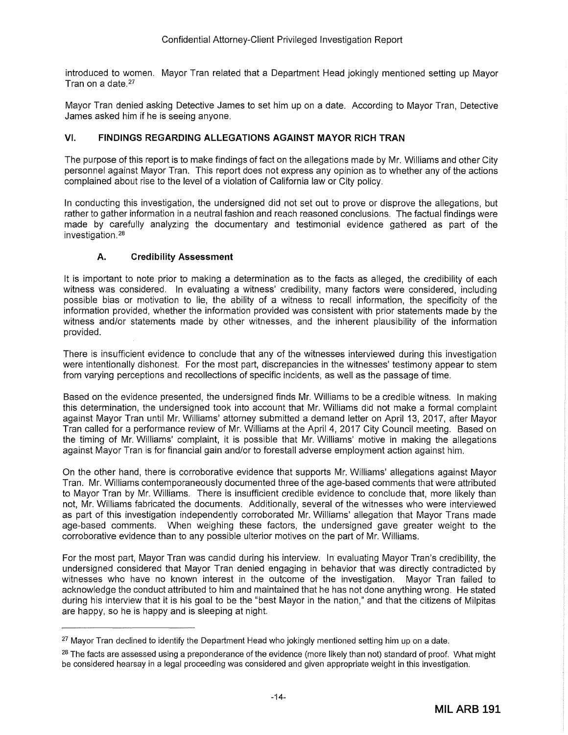introduced to women. Mayor Tran related that a Department Head jokingly mentioned setting up Mayor Tran on a date.[27]

Mayor Tran denied asking Detective James to set him up on a date. According to Mayor Tran, Detective James asked him if he is seeing anyone.

## VI. FINDINGS REGARDING ALLEGATIONS AGAINST MAYOR RICH TRAN

The purpose of this report is to make findings of fact on the allegations made by Mr. Williams and other City personnel against Mayor Tran. This report does not express any opinion as to whether any of the actions complained about rise to the level of a violation of California law or City policy.

In conducting this investigation, the undersigned did not set out to prove or disprove the allegations, but rather to gather information in a neutral fashion and reach reasoned conclusions. The factual findings were made by carefully analyzing the documentary and testimonial evidence gathered as part of the investigation.[28]

### A. Credibility Assessment

It is important to note prior to making a determination as to the facts as alleged, the credibility of each witness was considered. In evaluating a witness' credibility, many factors were considered, including possible bias or motivation to lie, the ability of a witness to recall information, the specificity of the information provided, whether the information provided was consistent with prior statements made by the witness and/or statements made by other witnesses, and the inherent plausibility of the information provided.

There is insufficient evidence to conclude that any of the witnesses interviewed during this investigation were intentionally dishonest. For the most part, discrepancies in the witnesses' testimony appear to stem from varying perceptions and recollections of specific incidents, as well as the passage of time.

Based on the evidence presented, the undersigned finds Mr. Williams to be a credible witness. In making this determination, the undersigned took into account that Mr. Williams did not make a formal complaint against Mayor Tran until Mr. Williams' attorney submitted a demand letter on April 13, 2017, after Mayor Tran called for a performance review of Mr. Williams at the April 4, 2017 City Council meeting. Based on the timing of Mr. Williams' complaint, it is possible that Mr. Williams' motive in making the allegations against Mayor Tran is for financial gain and/or to forestall adverse employment action against him.

On the other hand, there is corroborative evidence that supports Mr. Williams' allegations against Mayor Tran. Mr. Williams contemporaneously documented three of the age-based comments that were attributed to Mayor Tran by Mr. Williams. There is insufficient credible evidence to conclude that, more likely than not, Mr. Williams fabricated the documents. Additionally, several of the witnesses who were interviewed as part of this investigation independently corroborated Mr. Williams' allegation that Mayor Trans made age-based comments. When weighing these factors, the undersigned gave greater weight to the corroborative evidence than to any possible ulterior motives on the part of Mr. Williams.

For the most part, Mayor Tran was candid during his interview. In evaluating Mayor Tran's credibility, the undersigned considered that Mayor Tran denied engaging in behavior that was directly contradicted by witnesses who have no known interest in the outcome of the investigation. Mayor Tran failed to acknowledge the conduct attributed to him and maintained that he has not done anything wrong. He stated during his interview that it is his goal to be the "best Mayor in the nation," and that the citizens of Milpitas are happy, so he is happy and is sleeping at night.

---

[27] Mayor Tran declined to identify the Department Head who jokingly mentioned setting him up on a date.

[28] The facts are assessed using a preponderance of the evidence (more likely than not) standard of proof. What might be considered hearsay in a legal proceeding was considered and given appropriate weight in this investigation.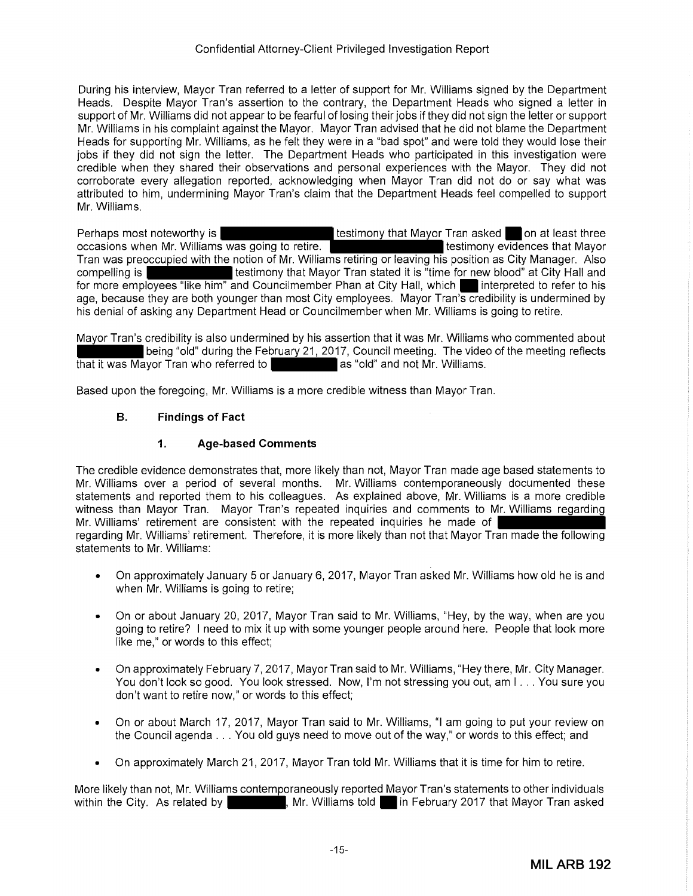During his interview, Mayor Tran referred to a letter of support for Mr. Williams signed by the Department Heads. Despite Mayor Tran's assertion to the contrary, the Department Heads who signed a letter in support of Mr. Williams did not appear to be fearful of losing their jobs if they did not sign the letter or support Mr. Williams in his complaint against the Mayor. Mayor Tran advised that he did not blame the Department Heads for supporting Mr. Williams, as he felt they were in a "bad spot" and were told they would lose their jobs if they did not sign the letter. The Department Heads who participated in this investigation were credible when they shared their observations and personal experiences with the Mayor. They did not corroborate every allegation reported, acknowledging when Mayor Tran did not do or say what was attributed to him, undermining Mayor Tran's claim that the Department Heads feel compelled to support Mr. Williams.

Perhaps most noteworthy is ██████████ testimony that Mayor Tran asked ██ on at least three occasions when Mr. Williams was going to retire. ██████████ testimony evidences that Mayor Tran was preoccupied with the notion of Mr. Williams retiring or leaving his position as City Manager. Also compelling is ██████████ testimony that Mayor Tran stated it is "time for new blood" at City Hall and for more employees "like him" and Councilmember Phan at City Hall, which ██ interpreted to refer to his age, because they are both younger than most City employees. Mayor Tran's credibility is undermined by his denial of asking any Department Head or Councilmember when Mr. Williams is going to retire.

Mayor Tran's credibility is also undermined by his assertion that it was Mr. Williams who commented about ██████████ being "old" during the February 21, 2017, Council meeting. The video of the meeting reflects that it was Mayor Tran who referred to ██████████ as "old" and not Mr. Williams.

Based upon the foregoing, Mr. Williams is a more credible witness than Mayor Tran.

### B. Findings of Fact

#### 1. Age-based Comments

The credible evidence demonstrates that, more likely than not, Mayor Tran made age based statements to Mr. Williams over a period of several months. Mr. Williams contemporaneously documented these statements and reported them to his colleagues. As explained above, Mr. Williams is a more credible witness than Mayor Tran. Mayor Tran's repeated inquiries and comments to Mr. Williams regarding Mr. Williams' retirement are consistent with the repeated inquiries he made of ██████████ regarding Mr. Williams' retirement. Therefore, it is more likely than not that Mayor Tran made the following statements to Mr. Williams:

- On approximately January 5 or January 6, 2017, Mayor Tran asked Mr. Williams how old he is and when Mr. Williams is going to retire;
- On or about January 20, 2017, Mayor Tran said to Mr. Williams, "Hey, by the way, when are you going to retire? I need to mix it up with some younger people around here. People that look more like me," or words to this effect;
- On approximately February 7, 2017, Mayor Tran said to Mr. Williams, "Hey there, Mr. City Manager. You don't look so good. You look stressed. Now, I'm not stressing you out, am I . . . You sure you don't want to retire now," or words to this effect;
- On or about March 17, 2017, Mayor Tran said to Mr. Williams, "I am going to put your review on the Council agenda . . . You old guys need to move out of the way," or words to this effect; and
- On approximately March 21, 2017, Mayor Tran told Mr. Williams that it is time for him to retire.

More likely than not, Mr. Williams contemporaneously reported Mayor Tran's statements to other individuals within the City. As related by ██████████, Mr. Williams told ██ in February 2017 that Mayor Tran asked

MIL ARB 192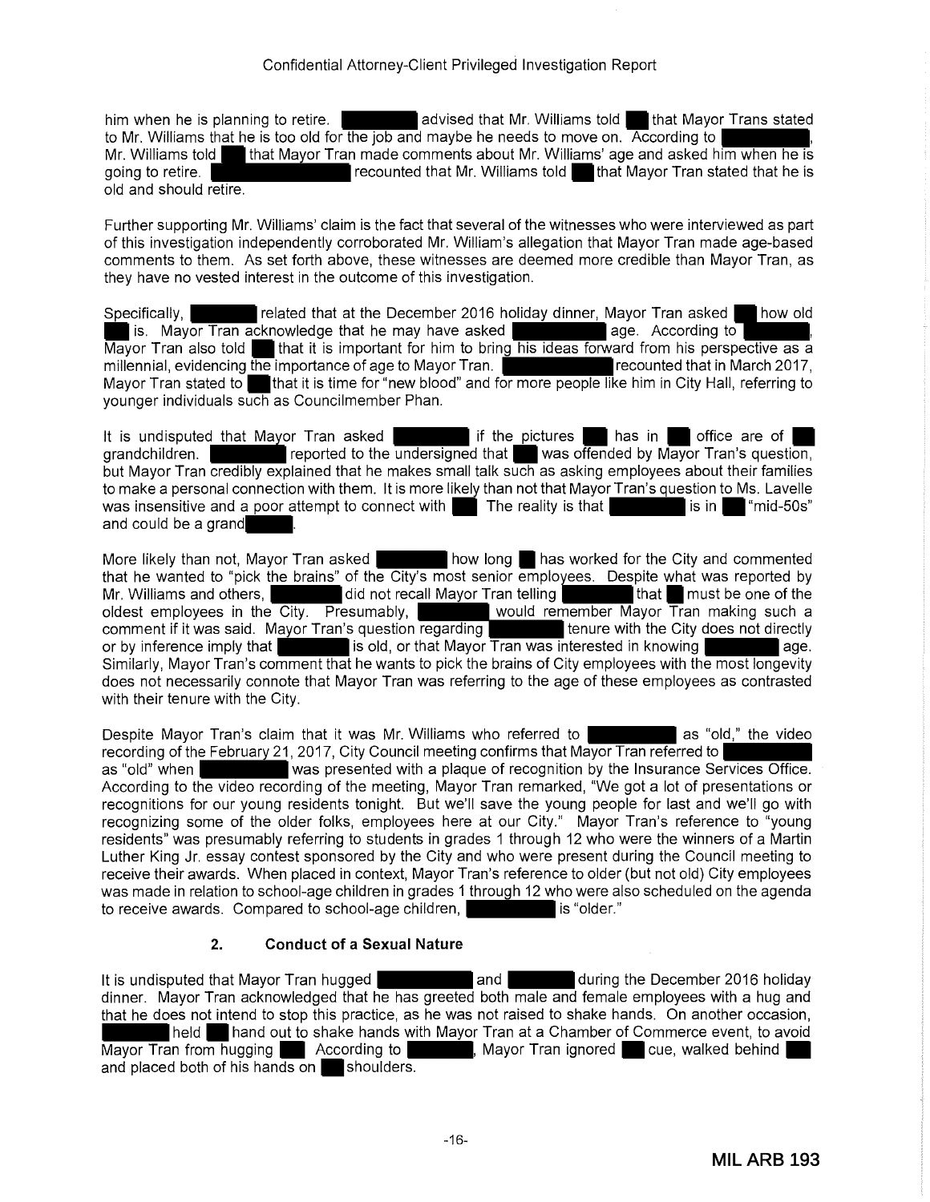him when he is planning to retire. ████████ advised that Mr. Williams told ██ that Mayor Trans stated to Mr. Williams that he is too old for the job and maybe he needs to move on. According to ████████, Mr. Williams told ██ that Mayor Tran made comments about Mr. Williams' age and asked him when he is going to retire. ████████████ recounted that Mr. Williams told ██ that Mayor Tran stated that he is old and should retire.

Further supporting Mr. Williams' claim is the fact that several of the witnesses who were interviewed as part of this investigation independently corroborated Mr. William's allegation that Mayor Tran made age-based comments to them. As set forth above, these witnesses are deemed more credible than Mayor Tran, as they have no vested interest in the outcome of this investigation.

Specifically, ████████ related that at the December 2016 holiday dinner, Mayor Tran asked ██ how old ██ is. Mayor Tran acknowledge that he may have asked ████████████ age. According to ████████, Mayor Tran also told ██ that it is important for him to bring his ideas forward from his perspective as a millennial, evidencing the importance of age to Mayor Tran. ████████████ recounted that in March 2017, Mayor Tran stated to ██ that it is time for "new blood" and for more people like him in City Hall, referring to younger individuals such as Councilmember Phan.

It is undisputed that Mayor Tran asked ██████████ if the pictures ██ has in ██ office are of ██ grandchildren. ████████ reported to the undersigned that ██ was offended by Mayor Tran's question, but Mayor Tran credibly explained that he makes small talk such as asking employees about their families to make a personal connection with them. It is more likely than not that Mayor Tran's question to Ms. Lavelle was insensitive and a poor attempt to connect with ██. The reality is that ██████████ is in ██ "mid-50s" and could be a grand██████.

More likely than not, Mayor Tran asked ████████ how long ██ has worked for the City and commented that he wanted to "pick the brains" of the City's most senior employees. Despite what was reported by Mr. Williams and others, ████████ did not recall Mayor Tran telling ████████ that ██ must be one of the oldest employees in the City. Presumably, ████████ would remember Mayor Tran making such a comment if it was said. Mayor Tran's question regarding ████████ tenure with the City does not directly or by inference imply that ████████ is old, or that Mayor Tran was interested in knowing ████████ age. Similarly, Mayor Tran's comment that he wants to pick the brains of City employees with the most longevity does not necessarily connote that Mayor Tran was referring to the age of these employees as contrasted with their tenure with the City.

Despite Mayor Tran's claim that it was Mr. Williams who referred to ██████████ as "old," the video recording of the February 21, 2017, City Council meeting confirms that Mayor Tran referred to ██████████ as "old" when ██████████ was presented with a plaque of recognition by the Insurance Services Office. According to the video recording of the meeting, Mayor Tran remarked, "We got a lot of presentations or recognitions for our young residents tonight. But we'll save the young people for last and we'll go with recognizing some of the older folks, employees here at our City." Mayor Tran's reference to "young residents" was presumably referring to students in grades 1 through 12 who were the winners of a Martin Luther King Jr. essay contest sponsored by the City and who were present during the Council meeting to receive their awards. When placed in context, Mayor Tran's reference to older (but not old) City employees was made in relation to school-age children in grades 1 through 12 who were also scheduled on the agenda to receive awards. Compared to school-age children, ██████████ is "older."

### 2. Conduct of a Sexual Nature

It is undisputed that Mayor Tran hugged ██████████ and ████████ during the December 2016 holiday dinner. Mayor Tran acknowledged that he has greeted both male and female employees with a hug and that he does not intend to stop this practice, as he was not raised to shake hands. On another occasion, ████████ held ██ hand out to shake hands with Mayor Tran at a Chamber of Commerce event, to avoid Mayor Tran from hugging ██. According to ████████, Mayor Tran ignored ██ cue, walked behind ██ and placed both of his hands on ██ shoulders.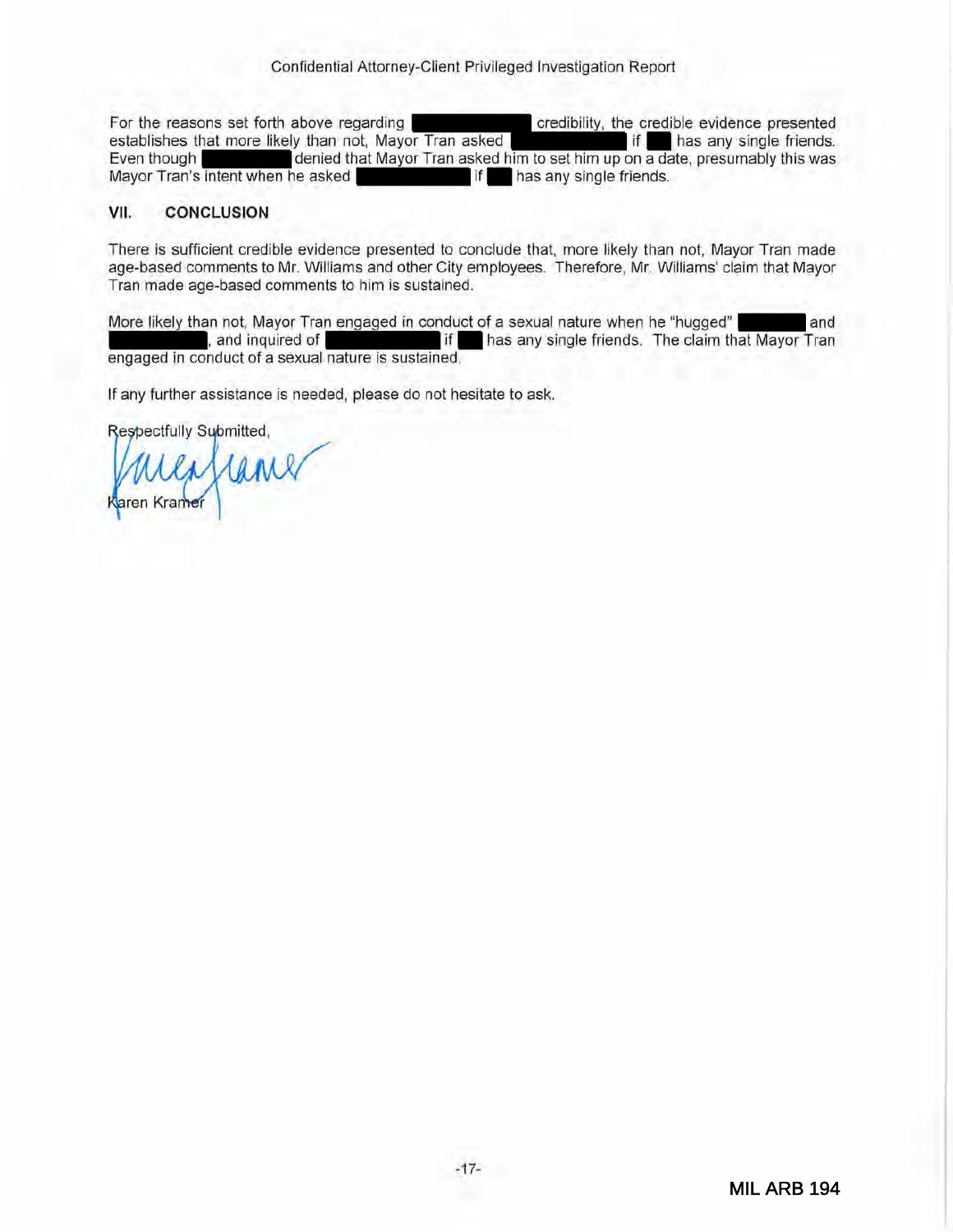For the reasons set forth above regarding ████████ credibility, the credible evidence presented establishes that more likely than not, Mayor Tran asked ████████ if ██ has any single friends. Even though ████████ denied that Mayor Tran asked him to set him up on a date, presumably this was Mayor Tran's intent when he asked ████████ if ██ has any single friends.

## VII. CONCLUSION

There is sufficient credible evidence presented to conclude that, more likely than not, Mayor Tran made age-based comments to Mr. Williams and other City employees. Therefore, Mr. Williams' claim that Mayor Tran made age-based comments to him is sustained.

More likely than not, Mayor Tran engaged in conduct of a sexual nature when he "hugged" ████████ and ████████, and inquired of ████████ if ██ has any single friends. The claim that Mayor Tran engaged in conduct of a sexual nature is sustained.

If any further assistance is needed, please do not hesitate to ask.

Respectfully Submitted,

Karen Kramer

MIL ARB 194